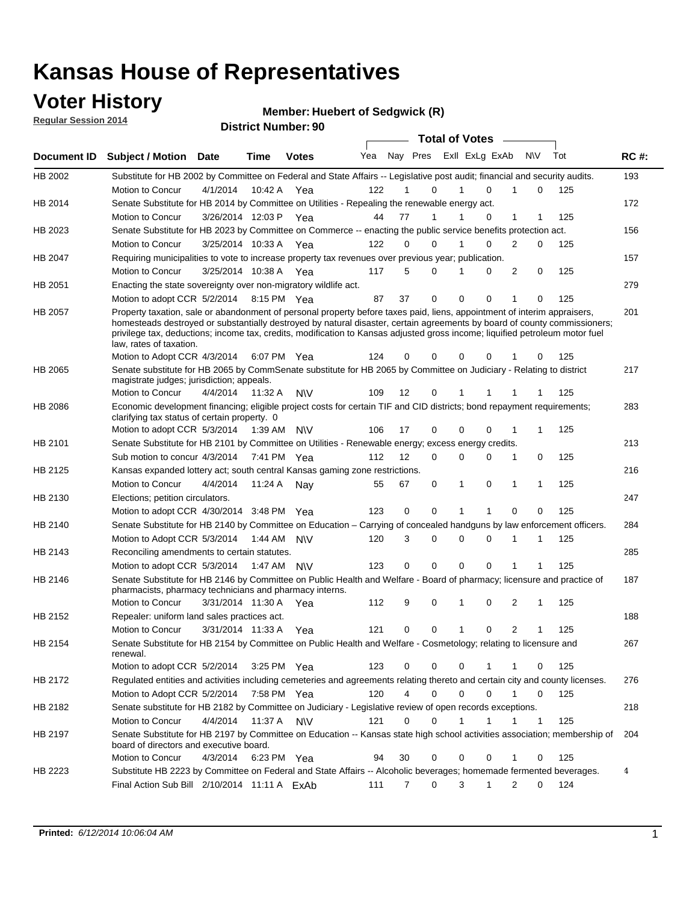# Kansas House of Representatives

## Voter History

**Regular Session 2014**

**Member: Huebert of Sedgwick (R)**

**District Number: 90**

| Document ID | Subject / Motion | Date | Time | Votes | Yea | Nay | Pres | ExII | ExLg | ExAb | N\V | Tot | RC #: |
|---|---|---|---|---|---|---|---|---|---|---|---|---|---|
| HB 2002 | Substitute for HB 2002 by Committee on Federal and State Affairs -- Legislative post audit; financial and security audits. | | | | | | | | | | | | 193 |
| | Motion to Concur | 4/1/2014 | 10:42 A | Yea | 122 | 1 | 0 | 1 | 0 | 1 | 0 | 125 | |
| HB 2014 | Senate Substitute for HB 2014 by Committee on Utilities - Repealing the renewable energy act. | | | | | | | | | | | | 172 |
| | Motion to Concur | 3/26/2014 | 12:03 P | Yea | 44 | 77 | 1 | 1 | 0 | 1 | 1 | 125 | |
| HB 2023 | Senate Substitute for HB 2023 by Committee on Commerce -- enacting the public service benefits protection act. | | | | | | | | | | | | 156 |
| | Motion to Concur | 3/25/2014 | 10:33 A | Yea | 122 | 0 | 0 | 1 | 0 | 2 | 0 | 125 | |
| HB 2047 | Requiring municipalities to vote to increase property tax revenues over previous year; publication. | | | | | | | | | | | | 157 |
| | Motion to Concur | 3/25/2014 | 10:38 A | Yea | 117 | 5 | 0 | 1 | 0 | 2 | 0 | 125 | |
| HB 2051 | Enacting the state sovereignty over non-migratory wildlife act. | | | | | | | | | | | | 279 |
| | Motion to adopt CCR | 5/2/2014 | 8:15 PM | Yea | 87 | 37 | 0 | 0 | 0 | 1 | 0 | 125 | |
| HB 2057 | Property taxation, sale or abandonment of personal property before taxes paid, liens, appointment of interim appraisers, homesteads destroyed or substantially destroyed by natural disaster, certain agreements by board of county commissioners; privilege tax, deductions; income tax, credits, modification to Kansas adjusted gross income; liquified petroleum motor fuel law, rates of taxation. | | | | | | | | | | | | 201 |
| | Motion to Adopt CCR | 4/3/2014 | 6:07 PM | Yea | 124 | 0 | 0 | 0 | 0 | 1 | 0 | 125 | |
| HB 2065 | Senate substitute for HB 2065 by CommSenate substitute for HB 2065 by Committee on Judiciary - Relating to district magistrate judges; jurisdiction; appeals. | | | | | | | | | | | | 217 |
| | Motion to Concur | 4/4/2014 | 11:32 A | N\V | 109 | 12 | 0 | 1 | 1 | 1 | 1 | 125 | |
| HB 2086 | Economic development financing; eligible project costs for certain TIF and CID districts; bond repayment requirements; clarifying tax status of certain property. 0 | | | | | | | | | | | | 283 |
| | Motion to adopt CCR | 5/3/2014 | 1:39 AM | N\V | 106 | 17 | 0 | 0 | 0 | 1 | 1 | 125 | |
| HB 2101 | Senate Substitute for HB 2101 by Committee on Utilities - Renewable energy; excess energy credits. | | | | | | | | | | | | 213 |
| | Sub motion to concur | 4/3/2014 | 7:41 PM | Yea | 112 | 12 | 0 | 0 | 0 | 1 | 0 | 125 | |
| HB 2125 | Kansas expanded lottery act; south central Kansas gaming zone restrictions. | | | | | | | | | | | | 216 |
| | Motion to Concur | 4/4/2014 | 11:24 A | Nay | 55 | 67 | 0 | 1 | 0 | 1 | 1 | 125 | |
| HB 2130 | Elections; petition circulators. | | | | | | | | | | | | 247 |
| | Motion to adopt CCR | 4/30/2014 | 3:48 PM | Yea | 123 | 0 | 0 | 1 | 1 | 0 | 0 | 125 | |
| HB 2140 | Senate Substitute for HB 2140 by Committee on Education – Carrying of concealed handguns by law enforcement officers. | | | | | | | | | | | | 284 |
| | Motion to Adopt CCR | 5/3/2014 | 1:44 AM | N\V | 120 | 3 | 0 | 0 | 0 | 1 | 1 | 125 | |
| HB 2143 | Reconciling amendments to certain statutes. | | | | | | | | | | | | 285 |
| | Motion to adopt CCR | 5/3/2014 | 1:47 AM | N\V | 123 | 0 | 0 | 0 | 0 | 1 | 1 | 125 | |
| HB 2146 | Senate Substitute for HB 2146 by Committee on Public Health and Welfare - Board of pharmacy; licensure and practice of pharmacists, pharmacy technicians and pharmacy interns. | | | | | | | | | | | | 187 |
| | Motion to Concur | 3/31/2014 | 11:30 A | Yea | 112 | 9 | 0 | 1 | 0 | 2 | 1 | 125 | |
| HB 2152 | Repealer: uniform land sales practices act. | | | | | | | | | | | | 188 |
| | Motion to Concur | 3/31/2014 | 11:33 A | Yea | 121 | 0 | 0 | 1 | 0 | 2 | 1 | 125 | |
| HB 2154 | Senate Substitute for HB 2154 by Committee on Public Health and Welfare - Cosmetology; relating to licensure and renewal. | | | | | | | | | | | | 267 |
| | Motion to adopt CCR | 5/2/2014 | 3:25 PM | Yea | 123 | 0 | 0 | 0 | 1 | 1 | 0 | 125 | |
| HB 2172 | Regulated entities and activities including cemeteries and agreements relating thereto and certain city and county licenses. | | | | | | | | | | | | 276 |
| | Motion to Adopt CCR | 5/2/2014 | 7:58 PM | Yea | 120 | 4 | 0 | 0 | 0 | 1 | 0 | 125 | |
| HB 2182 | Senate substitute for HB 2182 by Committee on Judiciary - Legislative review of open records exceptions. | | | | | | | | | | | | 218 |
| | Motion to Concur | 4/4/2014 | 11:37 A | N\V | 121 | 0 | 0 | 1 | 1 | 1 | 1 | 125 | |
| HB 2197 | Senate Substitute for HB 2197 by Committee on Education -- Kansas state high school activities association; membership of board of directors and executive board. | | | | | | | | | | | | 204 |
| | Motion to Concur | 4/3/2014 | 6:23 PM | Yea | 94 | 30 | 0 | 0 | 0 | 1 | 0 | 125 | |
| HB 2223 | Substitute HB 2223 by Committee on Federal and State Affairs -- Alcoholic beverages; homemade fermented beverages. | | | | | | | | | | | | 4 |
| | Final Action Sub Bill | 2/10/2014 | 11:11 A | ExAb | 111 | 7 | 0 | 3 | 1 | 2 | 0 | 124 | |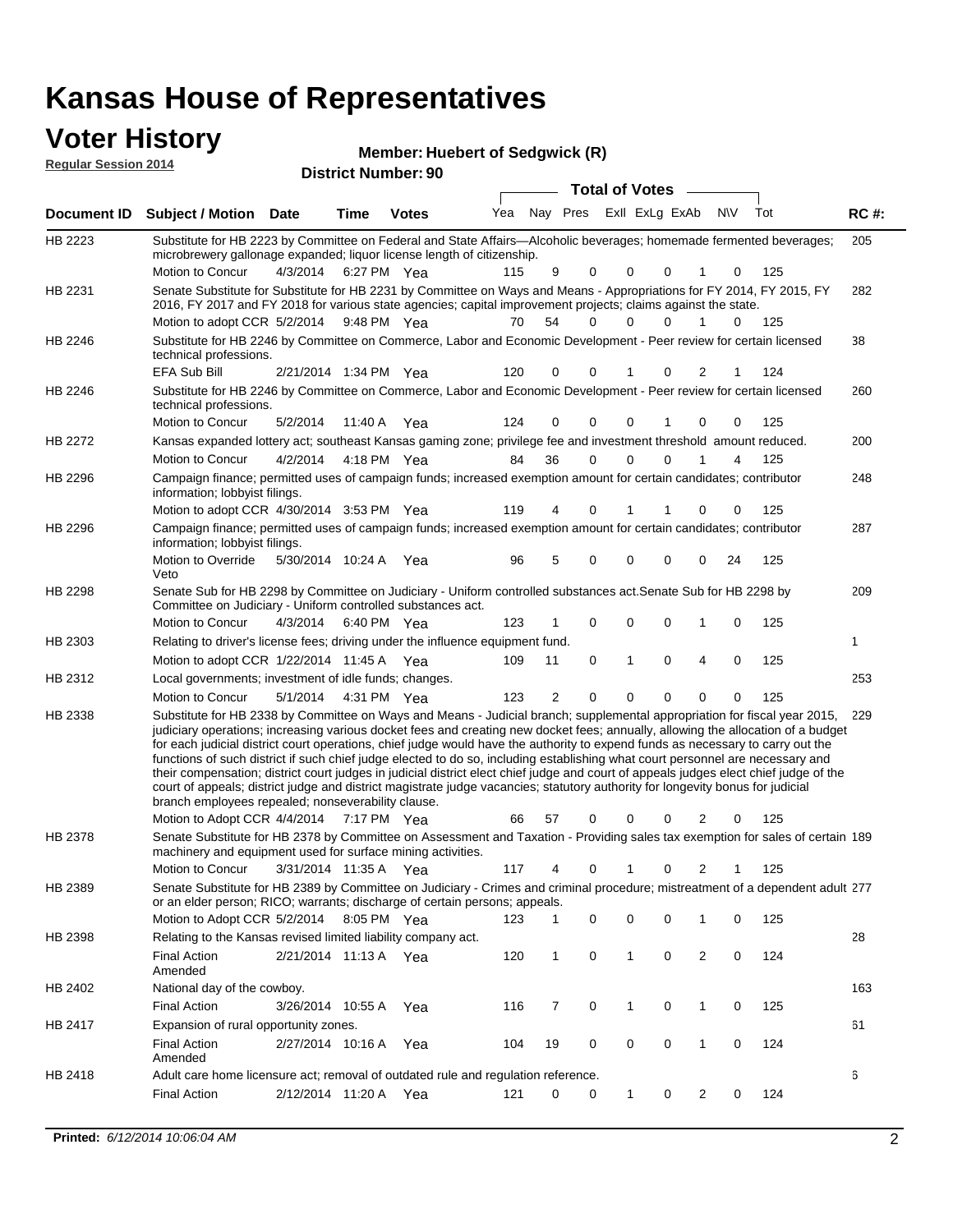# Kansas House of Representatives

## Voter History

**Regular Session 2014**

**Member: Huebert of Sedgwick (R)**

**District Number: 90**

| Document ID | Subject / Motion | Date | Time | Votes | Yea | Nay | Pres | ExII | ExLg | ExAb | N\V | Tot | RC #: |
|---|---|---|---|---|---|---|---|---|---|---|---|---|---|
| HB 2223 | Substitute for HB 2223 by Committee on Federal and State Affairs—Alcoholic beverages; homemade fermented beverages; microbrewery gallonage expanded; liquor license length of citizenship. | | | | | | | | | | | | 205 |
| | Motion to Concur | 4/3/2014 | 6:27 PM | Yea | 115 | 9 | 0 | 0 | 0 | 1 | 0 | 125 | |
| HB 2231 | Senate Substitute for Substitute for HB 2231 by Committee on Ways and Means - Appropriations for FY 2014, FY 2015, FY 2016, FY 2017 and FY 2018 for various state agencies; capital improvement projects; claims against the state. | | | | | | | | | | | | 282 |
| | Motion to adopt CCR | 5/2/2014 | 9:48 PM | Yea | 70 | 54 | 0 | 0 | 0 | 1 | 0 | 125 | |
| HB 2246 | Substitute for HB 2246 by Committee on Commerce, Labor and Economic Development - Peer review for certain licensed technical professions. | | | | | | | | | | | | 38 |
| | EFA Sub Bill | 2/21/2014 | 1:34 PM | Yea | 120 | 0 | 0 | 1 | 0 | 2 | 1 | 124 | |
| HB 2246 | Substitute for HB 2246 by Committee on Commerce, Labor and Economic Development - Peer review for certain licensed technical professions. | | | | | | | | | | | | 260 |
| | Motion to Concur | 5/2/2014 | 11:40 A | Yea | 124 | 0 | 0 | 0 | 1 | 0 | 0 | 125 | |
| HB 2272 | Kansas expanded lottery act; southeast Kansas gaming zone; privilege fee and investment threshold amount reduced. | | | | | | | | | | | | 200 |
| | Motion to Concur | 4/2/2014 | 4:18 PM | Yea | 84 | 36 | 0 | 0 | 0 | 1 | 4 | 125 | |
| HB 2296 | Campaign finance; permitted uses of campaign funds; increased exemption amount for certain candidates; contributor information; lobbyist filings. | | | | | | | | | | | | 248 |
| | Motion to adopt CCR | 4/30/2014 | 3:53 PM | Yea | 119 | 4 | 0 | 1 | 1 | 0 | 0 | 125 | |
| HB 2296 | Campaign finance; permitted uses of campaign funds; increased exemption amount for certain candidates; contributor information; lobbyist filings. | | | | | | | | | | | | 287 |
| | Motion to Override Veto | 5/30/2014 | 10:24 A | Yea | 96 | 5 | 0 | 0 | 0 | 0 | 24 | 125 | |
| HB 2298 | Senate Sub for HB 2298 by Committee on Judiciary - Uniform controlled substances act.Senate Sub for HB 2298 by Committee on Judiciary - Uniform controlled substances act. | | | | | | | | | | | | 209 |
| | Motion to Concur | 4/3/2014 | 6:40 PM | Yea | 123 | 1 | 0 | 0 | 0 | 1 | 0 | 125 | |
| HB 2303 | Relating to driver's license fees; driving under the influence equipment fund. | | | | | | | | | | | | 1 |
| | Motion to adopt CCR | 1/22/2014 | 11:45 A | Yea | 109 | 11 | 0 | 1 | 0 | 4 | 0 | 125 | |
| HB 2312 | Local governments; investment of idle funds; changes. | | | | | | | | | | | | 253 |
| | Motion to Concur | 5/1/2014 | 4:31 PM | Yea | 123 | 2 | 0 | 0 | 0 | 0 | 0 | 125 | |
| HB 2338 | Substitute for HB 2338 by Committee on Ways and Means - Judicial branch; supplemental appropriation for fiscal year 2015, judiciary operations; increasing various docket fees and creating new docket fees; annually, allowing the allocation of a budget for each judicial district court operations, chief judge would have the authority to expend funds as necessary to carry out the functions of such district if such chief judge elected to do so, including establishing what court personnel are necessary and their compensation; district court judges in judicial district elect chief judge and court of appeals judges elect chief judge of the court of appeals; district judge and district magistrate judge vacancies; statutory authority for longevity bonus for judicial branch employees repealed; nonseverability clause. | | | | | | | | | | | | 229 |
| | Motion to Adopt CCR | 4/4/2014 | 7:17 PM | Yea | 66 | 57 | 0 | 0 | 0 | 2 | 0 | 125 | |
| HB 2378 | Senate Substitute for HB 2378 by Committee on Assessment and Taxation - Providing sales tax exemption for sales of certain machinery and equipment used for surface mining activities. | | | | | | | | | | | | 189 |
| | Motion to Concur | 3/31/2014 | 11:35 A | Yea | 117 | 4 | 0 | 1 | 0 | 2 | 1 | 125 | |
| HB 2389 | Senate Substitute for HB 2389 by Committee on Judiciary - Crimes and criminal procedure; mistreatment of a dependent adult or an elder person; RICO; warrants; discharge of certain persons; appeals. | | | | | | | | | | | | 277 |
| | Motion to Adopt CCR | 5/2/2014 | 8:05 PM | Yea | 123 | 1 | 0 | 0 | 0 | 1 | 0 | 125 | |
| HB 2398 | Relating to the Kansas revised limited liability company act. | | | | | | | | | | | | 28 |
| | Final Action Amended | 2/21/2014 | 11:13 A | Yea | 120 | 1 | 0 | 1 | 0 | 2 | 0 | 124 | |
| HB 2402 | National day of the cowboy. | | | | | | | | | | | | 163 |
| | Final Action | 3/26/2014 | 10:55 A | Yea | 116 | 7 | 0 | 1 | 0 | 1 | 0 | 125 | |
| HB 2417 | Expansion of rural opportunity zones. | | | | | | | | | | | | 61 |
| | Final Action Amended | 2/27/2014 | 10:16 A | Yea | 104 | 19 | 0 | 0 | 0 | 1 | 0 | 124 | |
| HB 2418 | Adult care home licensure act; removal of outdated rule and regulation reference. | | | | | | | | | | | | 6 |
| | Final Action | 2/12/2014 | 11:20 A | Yea | 121 | 0 | 0 | 1 | 0 | 2 | 0 | 124 | |

**Printed:** *6/12/2014 10:06:04 AM*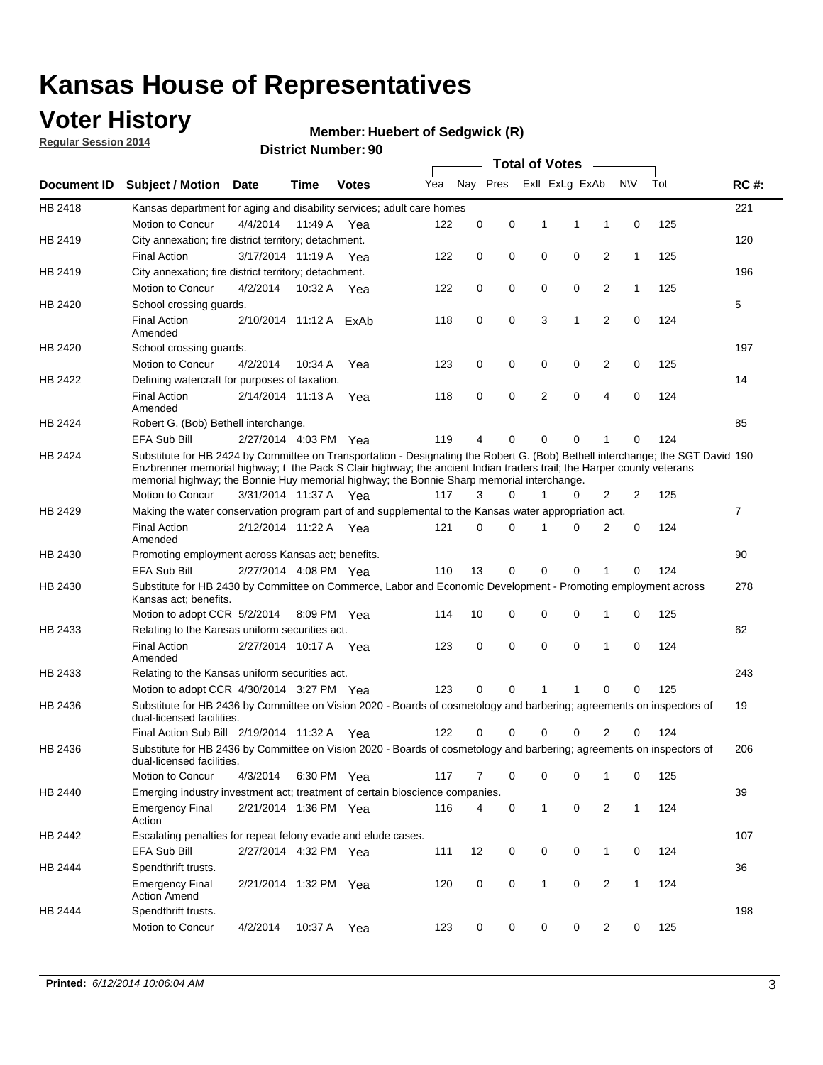# Kansas House of Representatives

## Voter History

**Regular Session 2014**

**Member: Huebert of Sedgwick (R)**

**District Number: 90**

| Document ID | Subject / Motion | Date | Time | Votes | Yea | Nay | Pres | ExlI | ExLg | ExAb | N\V | Tot | RC #: |
|---|---|---|---|---|---|---|---|---|---|---|---|---|---|
| HB 2418 | Kansas department for aging and disability services; adult care homes | | | | | | | | | | | | 221 |
| | Motion to Concur | 4/4/2014 | 11:49 A | Yea | 122 | 0 | 0 | 1 | 1 | 1 | 0 | 125 | |
| HB 2419 | City annexation; fire district territory; detachment. | | | | | | | | | | | | 120 |
| | Final Action | 3/17/2014 | 11:19 A | Yea | 122 | 0 | 0 | 0 | 0 | 2 | 1 | 125 | |
| HB 2419 | City annexation; fire district territory; detachment. | | | | | | | | | | | | 196 |
| | Motion to Concur | 4/2/2014 | 10:32 A | Yea | 122 | 0 | 0 | 0 | 0 | 2 | 1 | 125 | |
| HB 2420 | School crossing guards. | | | | | | | | | | | | 5 |
| | Final Action Amended | 2/10/2014 | 11:12 A | ExAb | 118 | 0 | 0 | 3 | 1 | 2 | 0 | 124 | |
| HB 2420 | School crossing guards. | | | | | | | | | | | | 197 |
| | Motion to Concur | 4/2/2014 | 10:34 A | Yea | 123 | 0 | 0 | 0 | 0 | 2 | 0 | 125 | |
| HB 2422 | Defining watercraft for purposes of taxation. | | | | | | | | | | | | 14 |
| | Final Action Amended | 2/14/2014 | 11:13 A | Yea | 118 | 0 | 0 | 2 | 0 | 4 | 0 | 124 | |
| HB 2424 | Robert G. (Bob) Bethell interchange. | | | | | | | | | | | | 85 |
| | EFA Sub Bill | 2/27/2014 | 4:03 PM | Yea | 119 | 4 | 0 | 0 | 0 | 1 | 0 | 124 | |
| HB 2424 | Substitute for HB 2424 by Committee on Transportation - Designating the Robert G. (Bob) Bethell interchange; the SGT David Enzbrenner memorial highway; t the Pack S Clair highway; the ancient Indian traders trail; the Harper county veterans memorial highway; the Bonnie Huy memorial highway; the Bonnie Sharp memorial interchange. | | | | | | | | | | | | 190 |
| | Motion to Concur | 3/31/2014 | 11:37 A | Yea | 117 | 3 | 0 | 1 | 0 | 2 | 2 | 125 | |
| HB 2429 | Making the water conservation program part of and supplemental to the Kansas water appropriation act. | | | | | | | | | | | | 7 |
| | Final Action Amended | 2/12/2014 | 11:22 A | Yea | 121 | 0 | 0 | 1 | 0 | 2 | 0 | 124 | |
| HB 2430 | Promoting employment across Kansas act; benefits. | | | | | | | | | | | | 90 |
| | EFA Sub Bill | 2/27/2014 | 4:08 PM | Yea | 110 | 13 | 0 | 0 | 0 | 1 | 0 | 124 | |
| HB 2430 | Substitute for HB 2430 by Committee on Commerce, Labor and Economic Development - Promoting employment across Kansas act; benefits. | | | | | | | | | | | | 278 |
| | Motion to adopt CCR | 5/2/2014 | 8:09 PM | Yea | 114 | 10 | 0 | 0 | 0 | 1 | 0 | 125 | |
| HB 2433 | Relating to the Kansas uniform securities act. | | | | | | | | | | | | 62 |
| | Final Action Amended | 2/27/2014 | 10:17 A | Yea | 123 | 0 | 0 | 0 | 0 | 1 | 0 | 124 | |
| HB 2433 | Relating to the Kansas uniform securities act. | | | | | | | | | | | | 243 |
| | Motion to adopt CCR | 4/30/2014 | 3:27 PM | Yea | 123 | 0 | 0 | 1 | 1 | 0 | 0 | 125 | |
| HB 2436 | Substitute for HB 2436 by Committee on Vision 2020 - Boards of cosmetology and barbering; agreements on inspectors of dual-licensed facilities. | | | | | | | | | | | | 19 |
| | Final Action Sub Bill | 2/19/2014 | 11:32 A | Yea | 122 | 0 | 0 | 0 | 0 | 2 | 0 | 124 | |
| HB 2436 | Substitute for HB 2436 by Committee on Vision 2020 - Boards of cosmetology and barbering; agreements on inspectors of dual-licensed facilities. | | | | | | | | | | | | 206 |
| | Motion to Concur | 4/3/2014 | 6:30 PM | Yea | 117 | 7 | 0 | 0 | 0 | 1 | 0 | 125 | |
| HB 2440 | Emerging industry investment act; treatment of certain bioscience companies. | | | | | | | | | | | | 39 |
| | Emergency Final Action | 2/21/2014 | 1:36 PM | Yea | 116 | 4 | 0 | 1 | 0 | 2 | 1 | 124 | |
| HB 2442 | Escalating penalties for repeat felony evade and elude cases. | | | | | | | | | | | | 107 |
| | EFA Sub Bill | 2/27/2014 | 4:32 PM | Yea | 111 | 12 | 0 | 0 | 0 | 1 | 0 | 124 | |
| HB 2444 | Spendthrift trusts. | | | | | | | | | | | | 36 |
| | Emergency Final Action Amend | 2/21/2014 | 1:32 PM | Yea | 120 | 0 | 0 | 1 | 0 | 2 | 1 | 124 | |
| HB 2444 | Spendthrift trusts. | | | | | | | | | | | | 198 |
| | Motion to Concur | 4/2/2014 | 10:37 A | Yea | 123 | 0 | 0 | 0 | 0 | 2 | 0 | 125 | |

**Printed:** *6/12/2014 10:06:04 AM*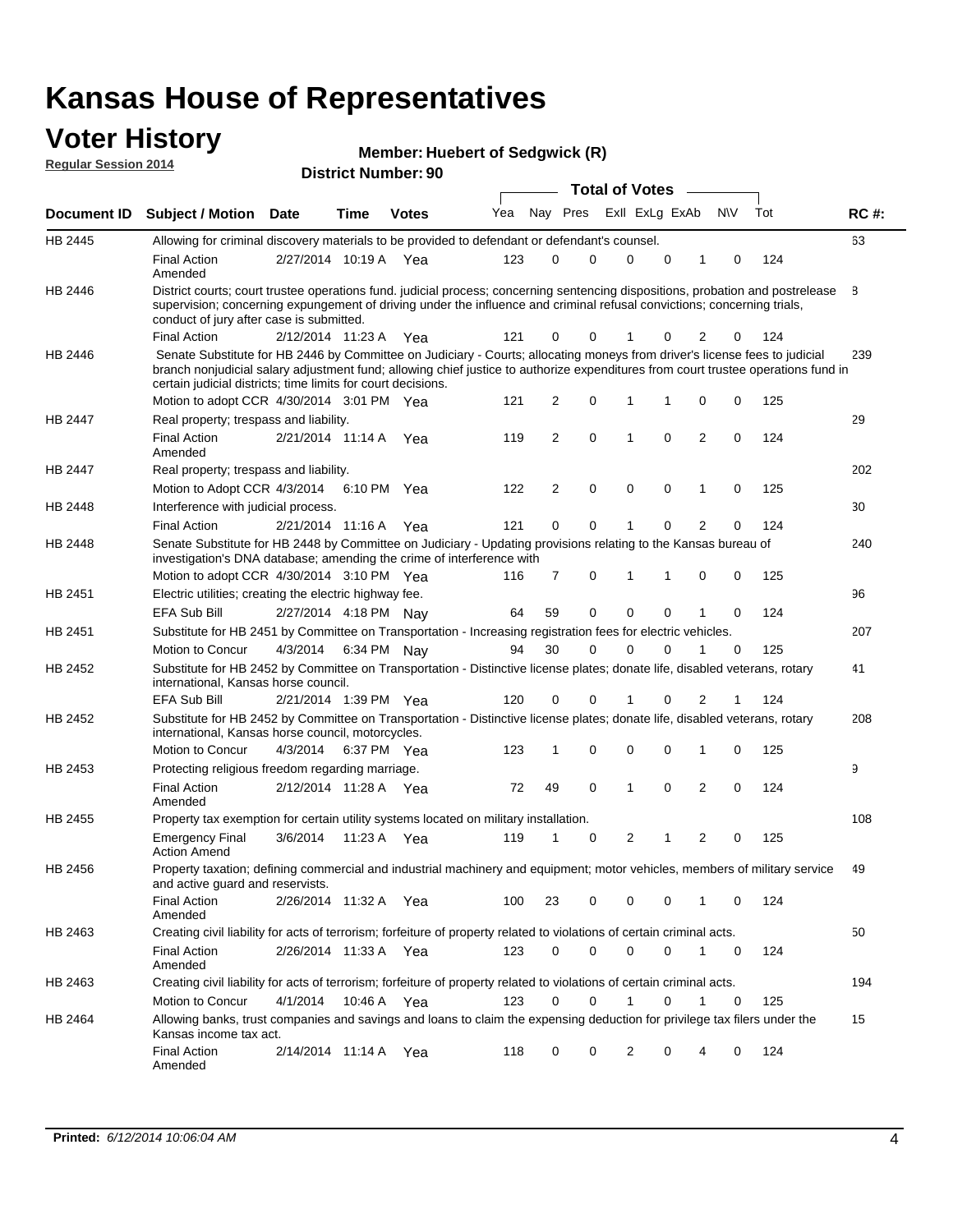# Kansas House of Representatives

## Voter History

**Regular Session 2014**

**Member: Huebert of Sedgwick (R)**

**District Number: 90**

| Document ID | Subject / Motion | Date | Time | Votes | Yea | Nay | Pres | ExII | ExLg | ExAb | N\V | Tot | RC #: |
|---|---|---|---|---|---|---|---|---|---|---|---|---|---|
| HB 2445 | Allowing for criminal discovery materials to be provided to defendant or defendant's counsel. | | | | | | | | | | | | 63 |
| | Final Action Amended | 2/27/2014 | 10:19 A | Yea | 123 | 0 | 0 | 0 | 0 | 1 | 0 | 124 | |
| HB 2446 | District courts; court trustee operations fund. judicial process; concerning sentencing dispositions, probation and postrelease supervision; concerning expungement of driving under the influence and criminal refusal convictions; concerning trials, conduct of jury after case is submitted. | | | | | | | | | | | | 8 |
| | Final Action | 2/12/2014 | 11:23 A | Yea | 121 | 0 | 0 | 1 | 0 | 2 | 0 | 124 | |
| HB 2446 | Senate Substitute for HB 2446 by Committee on Judiciary - Courts; allocating moneys from driver's license fees to judicial branch nonjudicial salary adjustment fund; allowing chief justice to authorize expenditures from court trustee operations fund in certain judicial districts; time limits for court decisions. | | | | | | | | | | | | 239 |
| | Motion to adopt CCR | 4/30/2014 | 3:01 PM | Yea | 121 | 2 | 0 | 1 | 1 | 0 | 0 | 125 | |
| HB 2447 | Real property; trespass and liability. | | | | | | | | | | | | 29 |
| | Final Action Amended | 2/21/2014 | 11:14 A | Yea | 119 | 2 | 0 | 1 | 0 | 2 | 0 | 124 | |
| HB 2447 | Real property; trespass and liability. | | | | | | | | | | | | 202 |
| | Motion to Adopt CCR | 4/3/2014 | 6:10 PM | Yea | 122 | 2 | 0 | 0 | 0 | 1 | 0 | 125 | |
| HB 2448 | Interference with judicial process. | | | | | | | | | | | | 30 |
| | Final Action | 2/21/2014 | 11:16 A | Yea | 121 | 0 | 0 | 1 | 0 | 2 | 0 | 124 | |
| HB 2448 | Senate Substitute for HB 2448 by Committee on Judiciary - Updating provisions relating to the Kansas bureau of investigation's DNA database; amending the crime of interference with | | | | | | | | | | | | 240 |
| | Motion to adopt CCR | 4/30/2014 | 3:10 PM | Yea | 116 | 7 | 0 | 1 | 1 | 0 | 0 | 125 | |
| HB 2451 | Electric utilities; creating the electric highway fee. | | | | | | | | | | | | 96 |
| | EFA Sub Bill | 2/27/2014 | 4:18 PM | Nay | 64 | 59 | 0 | 0 | 0 | 1 | 0 | 124 | |
| HB 2451 | Substitute for HB 2451 by Committee on Transportation - Increasing registration fees for electric vehicles. | | | | | | | | | | | | 207 |
| | Motion to Concur | 4/3/2014 | 6:34 PM | Nay | 94 | 30 | 0 | 0 | 0 | 1 | 0 | 125 | |
| HB 2452 | Substitute for HB 2452 by Committee on Transportation - Distinctive license plates; donate life, disabled veterans, rotary international, Kansas horse council. | | | | | | | | | | | | 41 |
| | EFA Sub Bill | 2/21/2014 | 1:39 PM | Yea | 120 | 0 | 0 | 1 | 0 | 2 | 1 | 124 | |
| HB 2452 | Substitute for HB 2452 by Committee on Transportation - Distinctive license plates; donate life, disabled veterans, rotary international, Kansas horse council, motorcycles. | | | | | | | | | | | | 208 |
| | Motion to Concur | 4/3/2014 | 6:37 PM | Yea | 123 | 1 | 0 | 0 | 0 | 1 | 0 | 125 | |
| HB 2453 | Protecting religious freedom regarding marriage. | | | | | | | | | | | | 9 |
| | Final Action Amended | 2/12/2014 | 11:28 A | Yea | 72 | 49 | 0 | 1 | 0 | 2 | 0 | 124 | |
| HB 2455 | Property tax exemption for certain utility systems located on military installation. | | | | | | | | | | | | 108 |
| | Emergency Final Action Amend | 3/6/2014 | 11:23 A | Yea | 119 | 1 | 0 | 2 | 1 | 2 | 0 | 125 | |
| HB 2456 | Property taxation; defining commercial and industrial machinery and equipment; motor vehicles, members of military service and active guard and reservists. | | | | | | | | | | | | 49 |
| | Final Action Amended | 2/26/2014 | 11:32 A | Yea | 100 | 23 | 0 | 0 | 0 | 1 | 0 | 124 | |
| HB 2463 | Creating civil liability for acts of terrorism; forfeiture of property related to violations of certain criminal acts. | | | | | | | | | | | | 50 |
| | Final Action Amended | 2/26/2014 | 11:33 A | Yea | 123 | 0 | 0 | 0 | 0 | 1 | 0 | 124 | |
| HB 2463 | Creating civil liability for acts of terrorism; forfeiture of property related to violations of certain criminal acts. | | | | | | | | | | | | 194 |
| | Motion to Concur | 4/1/2014 | 10:46 A | Yea | 123 | 0 | 0 | 1 | 0 | 1 | 0 | 125 | |
| HB 2464 | Allowing banks, trust companies and savings and loans to claim the expensing deduction for privilege tax filers under the Kansas income tax act. | | | | | | | | | | | | 15 |
| | Final Action Amended | 2/14/2014 | 11:14 A | Yea | 118 | 0 | 0 | 2 | 0 | 4 | 0 | 124 | |

**Printed:** *6/12/2014 10:06:04 AM*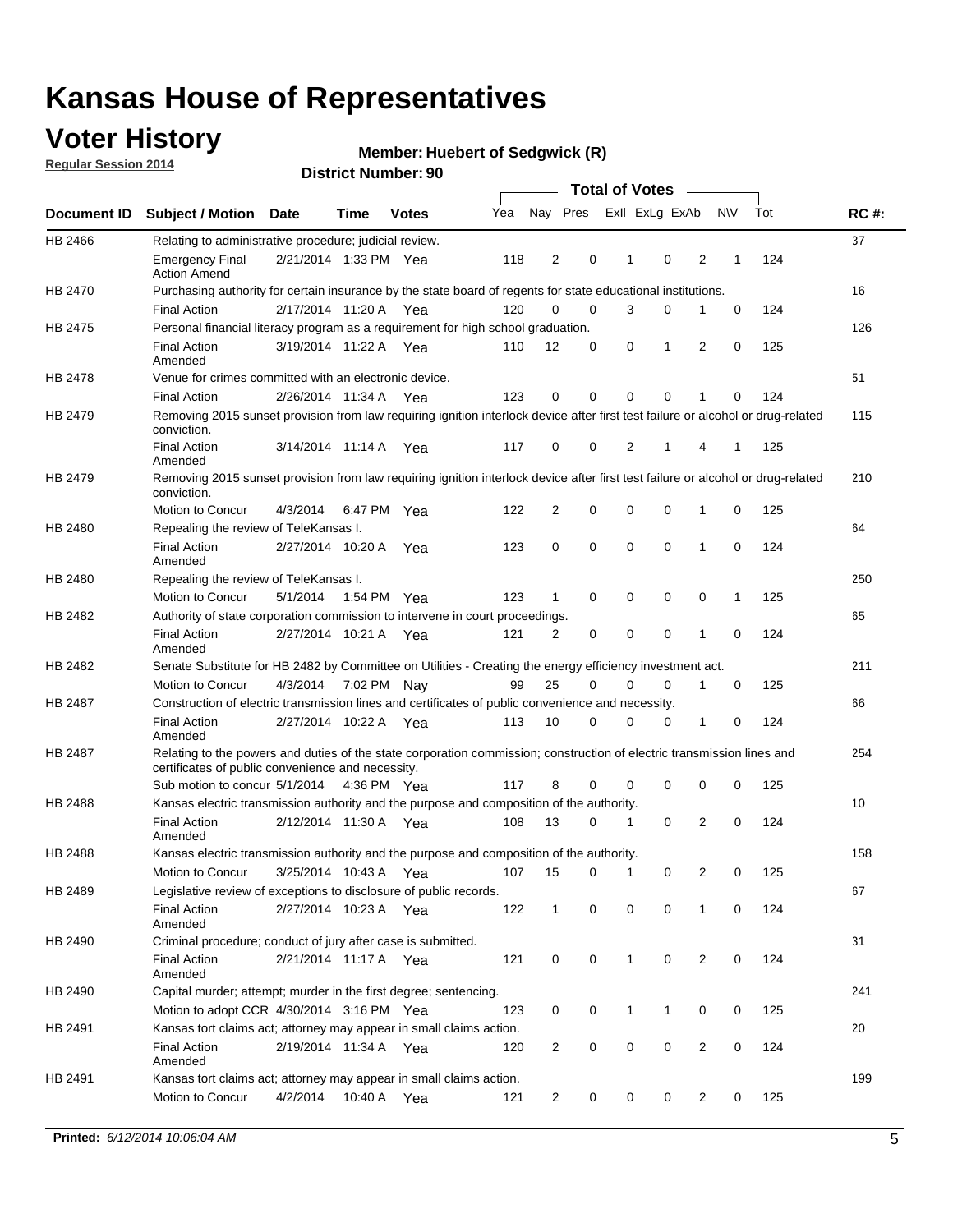# Kansas House of Representatives

## Voter History

**Regular Session 2014**

**Member: Huebert of Sedgwick (R)**

**District Number: 90**

| Document ID | Subject / Motion | Date | Time | Votes | Yea | Nay | Pres | ExII | ExLg | ExAb | N\V | Tot | RC #: |
|---|---|---|---|---|---|---|---|---|---|---|---|---|---|
| HB 2466 | Relating to administrative procedure; judicial review. | | | | | | | | | | | | 37 |
| | Emergency Final Action Amend | 2/21/2014 | 1:33 PM | Yea | 118 | 2 | 0 | 1 | 0 | 2 | 1 | 124 | |
| HB 2470 | Purchasing authority for certain insurance by the state board of regents for state educational institutions. | | | | | | | | | | | | 16 |
| | Final Action | 2/17/2014 | 11:20 A | Yea | 120 | 0 | 0 | 3 | 0 | 1 | 0 | 124 | |
| HB 2475 | Personal financial literacy program as a requirement for high school graduation. | | | | | | | | | | | | 126 |
| | Final Action Amended | 3/19/2014 | 11:22 A | Yea | 110 | 12 | 0 | 0 | 1 | 2 | 0 | 125 | |
| HB 2478 | Venue for crimes committed with an electronic device. | | | | | | | | | | | | 51 |
| | Final Action | 2/26/2014 | 11:34 A | Yea | 123 | 0 | 0 | 0 | 0 | 1 | 0 | 124 | |
| HB 2479 | Removing 2015 sunset provision from law requiring ignition interlock device after first test failure or alcohol or drug-related conviction. | | | | | | | | | | | | 115 |
| | Final Action Amended | 3/14/2014 | 11:14 A | Yea | 117 | 0 | 0 | 2 | 1 | 4 | 1 | 125 | |
| HB 2479 | Removing 2015 sunset provision from law requiring ignition interlock device after first test failure or alcohol or drug-related conviction. | | | | | | | | | | | | 210 |
| | Motion to Concur | 4/3/2014 | 6:47 PM | Yea | 122 | 2 | 0 | 0 | 0 | 1 | 0 | 125 | |
| HB 2480 | Repealing the review of TeleKansas I. | | | | | | | | | | | | 64 |
| | Final Action Amended | 2/27/2014 | 10:20 A | Yea | 123 | 0 | 0 | 0 | 0 | 1 | 0 | 124 | |
| HB 2480 | Repealing the review of TeleKansas I. | | | | | | | | | | | | 250 |
| | Motion to Concur | 5/1/2014 | 1:54 PM | Yea | 123 | 1 | 0 | 0 | 0 | 0 | 1 | 125 | |
| HB 2482 | Authority of state corporation commission to intervene in court proceedings. | | | | | | | | | | | | 65 |
| | Final Action Amended | 2/27/2014 | 10:21 A | Yea | 121 | 2 | 0 | 0 | 0 | 1 | 0 | 124 | |
| HB 2482 | Senate Substitute for HB 2482 by Committee on Utilities - Creating the energy efficiency investment act. | | | | | | | | | | | | 211 |
| | Motion to Concur | 4/3/2014 | 7:02 PM | Nay | 99 | 25 | 0 | 0 | 0 | 1 | 0 | 125 | |
| HB 2487 | Construction of electric transmission lines and certificates of public convenience and necessity. | | | | | | | | | | | | 66 |
| | Final Action Amended | 2/27/2014 | 10:22 A | Yea | 113 | 10 | 0 | 0 | 0 | 1 | 0 | 124 | |
| HB 2487 | Relating to the powers and duties of the state corporation commission; construction of electric transmission lines and certificates of public convenience and necessity. | | | | | | | | | | | | 254 |
| | Sub motion to concur | 5/1/2014 | 4:36 PM | Yea | 117 | 8 | 0 | 0 | 0 | 0 | 0 | 125 | |
| HB 2488 | Kansas electric transmission authority and the purpose and composition of the authority. | | | | | | | | | | | | 10 |
| | Final Action Amended | 2/12/2014 | 11:30 A | Yea | 108 | 13 | 0 | 1 | 0 | 2 | 0 | 124 | |
| HB 2488 | Kansas electric transmission authority and the purpose and composition of the authority. | | | | | | | | | | | | 158 |
| | Motion to Concur | 3/25/2014 | 10:43 A | Yea | 107 | 15 | 0 | 1 | 0 | 2 | 0 | 125 | |
| HB 2489 | Legislative review of exceptions to disclosure of public records. | | | | | | | | | | | | 67 |
| | Final Action Amended | 2/27/2014 | 10:23 A | Yea | 122 | 1 | 0 | 0 | 0 | 1 | 0 | 124 | |
| HB 2490 | Criminal procedure; conduct of jury after case is submitted. | | | | | | | | | | | | 31 |
| | Final Action Amended | 2/21/2014 | 11:17 A | Yea | 121 | 0 | 0 | 1 | 0 | 2 | 0 | 124 | |
| HB 2490 | Capital murder; attempt; murder in the first degree; sentencing. | | | | | | | | | | | | 241 |
| | Motion to adopt CCR | 4/30/2014 | 3:16 PM | Yea | 123 | 0 | 0 | 1 | 1 | 0 | 0 | 125 | |
| HB 2491 | Kansas tort claims act; attorney may appear in small claims action. | | | | | | | | | | | | 20 |
| | Final Action Amended | 2/19/2014 | 11:34 A | Yea | 120 | 2 | 0 | 0 | 0 | 2 | 0 | 124 | |
| HB 2491 | Kansas tort claims act; attorney may appear in small claims action. | | | | | | | | | | | | 199 |
| | Motion to Concur | 4/2/2014 | 10:40 A | Yea | 121 | 2 | 0 | 0 | 0 | 2 | 0 | 125 | |

**Printed:** *6/12/2014 10:06:04 AM*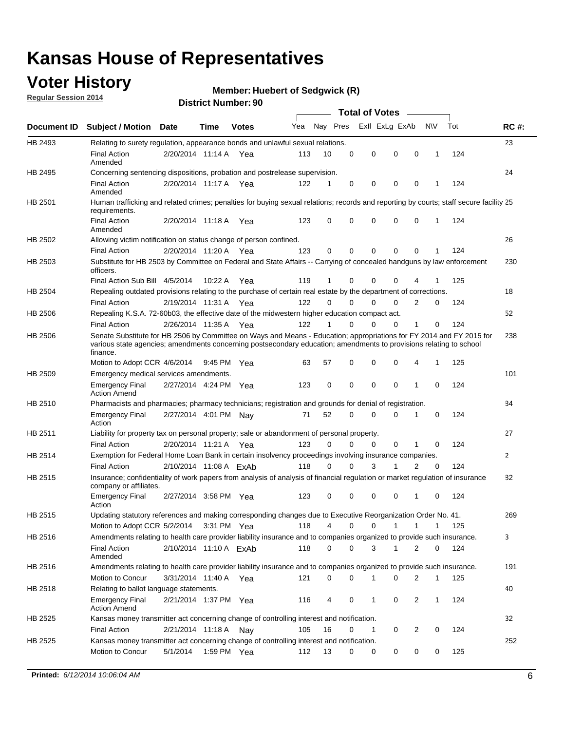# Kansas House of Representatives

## Voter History

**Regular Session 2014**

**Member: Huebert of Sedgwick (R)**

**District Number: 90**

| Document ID | Subject / Motion | Date | Time | Votes | Yea | Nay | Pres | ExII | ExLg | ExAb | N\V | Tot | RC #: |
|---|---|---|---|---|---|---|---|---|---|---|---|---|---|
| HB 2493 | Relating to surety regulation, appearance bonds and unlawful sexual relations. | | | | | | | | | | | | 23 |
| | Final Action Amended | 2/20/2014 | 11:14 A | Yea | 113 | 10 | 0 | 0 | 0 | 0 | 1 | 124 | |
| HB 2495 | Concerning sentencing dispositions, probation and postrelease supervision. | | | | | | | | | | | | 24 |
| | Final Action Amended | 2/20/2014 | 11:17 A | Yea | 122 | 1 | 0 | 0 | 0 | 0 | 1 | 124 | |
| HB 2501 | Human trafficking and related crimes; penalties for buying sexual relations; records and reporting by courts; staff secure facility requirements. | | | | | | | | | | | | 25 |
| | Final Action Amended | 2/20/2014 | 11:18 A | Yea | 123 | 0 | 0 | 0 | 0 | 0 | 1 | 124 | |
| HB 2502 | Allowing victim notification on status change of person confined. | | | | | | | | | | | | 26 |
| | Final Action | 2/20/2014 | 11:20 A | Yea | 123 | 0 | 0 | 0 | 0 | 0 | 1 | 124 | |
| HB 2503 | Substitute for HB 2503 by Committee on Federal and State Affairs -- Carrying of concealed handguns by law enforcement officers. | | | | | | | | | | | | 230 |
| | Final Action Sub Bill | 4/5/2014 | 10:22 A | Yea | 119 | 1 | 0 | 0 | 0 | 4 | 1 | 125 | |
| HB 2504 | Repealing outdated provisions relating to the purchase of certain real estate by the department of corrections. | | | | | | | | | | | | 18 |
| | Final Action | 2/19/2014 | 11:31 A | Yea | 122 | 0 | 0 | 0 | 0 | 2 | 0 | 124 | |
| HB 2506 | Repealing K.S.A. 72-60b03, the effective date of the midwestern higher education compact act. | | | | | | | | | | | | 52 |
| | Final Action | 2/26/2014 | 11:35 A | Yea | 122 | 1 | 0 | 0 | 0 | 1 | 0 | 124 | |
| HB 2506 | Senate Substitute for HB 2506 by Committee on Ways and Means - Education; appropriations for FY 2014 and FY 2015 for various state agencies; amendments concerning postsecondary education; amendments to provisions relating to school finance. | | | | | | | | | | | | 238 |
| | Motion to Adopt CCR | 4/6/2014 | 9:45 PM | Yea | 63 | 57 | 0 | 0 | 0 | 4 | 1 | 125 | |
| HB 2509 | Emergency medical services amendments. | | | | | | | | | | | | 101 |
| | Emergency Final Action Amend | 2/27/2014 | 4:24 PM | Yea | 123 | 0 | 0 | 0 | 0 | 1 | 0 | 124 | |
| HB 2510 | Pharmacists and pharmacies; pharmacy technicians; registration and grounds for denial of registration. | | | | | | | | | | | | 84 |
| | Emergency Final Action | 2/27/2014 | 4:01 PM | Nay | 71 | 52 | 0 | 0 | 0 | 1 | 0 | 124 | |
| HB 2511 | Liability for property tax on personal property; sale or abandonment of personal property. | | | | | | | | | | | | 27 |
| | Final Action | 2/20/2014 | 11:21 A | Yea | 123 | 0 | 0 | 0 | 0 | 1 | 0 | 124 | |
| HB 2514 | Exemption for Federal Home Loan Bank in certain insolvency proceedings involving insurance companies. | | | | | | | | | | | | 2 |
| | Final Action | 2/10/2014 | 11:08 A | ExAb | 118 | 0 | 0 | 3 | 1 | 2 | 0 | 124 | |
| HB 2515 | Insurance; confidentiality of work papers from analysis of analysis of financial regulation or market regulation of insurance company or affiliates. | | | | | | | | | | | | 82 |
| | Emergency Final Action | 2/27/2014 | 3:58 PM | Yea | 123 | 0 | 0 | 0 | 0 | 1 | 0 | 124 | |
| HB 2515 | Updating statutory references and making corresponding changes due to Executive Reorganization Order No. 41. | | | | | | | | | | | | 269 |
| | Motion to Adopt CCR | 5/2/2014 | 3:31 PM | Yea | 118 | 4 | 0 | 0 | 1 | 1 | 1 | 125 | |
| HB 2516 | Amendments relating to health care provider liability insurance and to companies organized to provide such insurance. | | | | | | | | | | | | 3 |
| | Final Action Amended | 2/10/2014 | 11:10 A | ExAb | 118 | 0 | 0 | 3 | 1 | 2 | 0 | 124 | |
| HB 2516 | Amendments relating to health care provider liability insurance and to companies organized to provide such insurance. | | | | | | | | | | | | 191 |
| | Motion to Concur | 3/31/2014 | 11:40 A | Yea | 121 | 0 | 0 | 1 | 0 | 2 | 1 | 125 | |
| HB 2518 | Relating to ballot language statements. | | | | | | | | | | | | 40 |
| | Emergency Final Action Amend | 2/21/2014 | 1:37 PM | Yea | 116 | 4 | 0 | 1 | 0 | 2 | 1 | 124 | |
| HB 2525 | Kansas money transmitter act concerning change of controlling interest and notification. | | | | | | | | | | | | 32 |
| | Final Action | 2/21/2014 | 11:18 A | Nay | 105 | 16 | 0 | 1 | 0 | 2 | 0 | 124 | |
| HB 2525 | Kansas money transmitter act concerning change of controlling interest and notification. | | | | | | | | | | | | 252 |
| | Motion to Concur | 5/1/2014 | 1:59 PM | Yea | 112 | 13 | 0 | 0 | 0 | 0 | 0 | 125 | |

**Printed:** *6/12/2014 10:06:04 AM*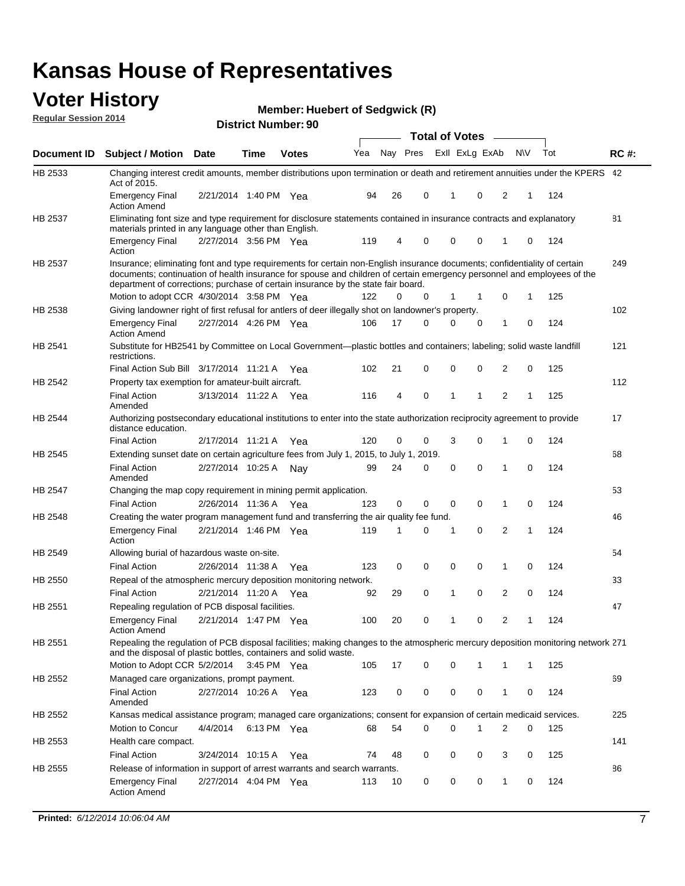# Kansas House of Representatives

## Voter History

**Regular Session 2014**

**Member: Huebert of Sedgwick (R)**

**District Number: 90**

| Document ID | Subject / Motion | Date | Time | Votes | Yea | Nay | Pres | ExII | ExLg | ExAb | N\V | Tot | RC #: |
|---|---|---|---|---|---|---|---|---|---|---|---|---|---|
| HB 2533 | Changing interest credit amounts, member distributions upon termination or death and retirement annuities under the KPERS Act of 2015. | | | | | | | | | | | | 42 |
| | Emergency Final Action Amend | 2/21/2014 | 1:40 PM | Yea | 94 | 26 | 0 | 1 | 0 | 2 | 1 | 124 | |
| HB 2537 | Eliminating font size and type requirement for disclosure statements contained in insurance contracts and explanatory materials printed in any language other than English. | | | | | | | | | | | | 81 |
| | Emergency Final Action | 2/27/2014 | 3:56 PM | Yea | 119 | 4 | 0 | 0 | 0 | 1 | 0 | 124 | |
| HB 2537 | Insurance; eliminating font and type requirements for certain non-English insurance documents; confidentiality of certain documents; continuation of health insurance for spouse and children of certain emergency personnel and employees of the department of corrections; purchase of certain insurance by the state fair board. | | | | | | | | | | | | 249 |
| | Motion to adopt CCR | 4/30/2014 | 3:58 PM | Yea | 122 | 0 | 0 | 1 | 1 | 0 | 1 | 125 | |
| HB 2538 | Giving landowner right of first refusal for antlers of deer illegally shot on landowner's property. | | | | | | | | | | | | 102 |
| | Emergency Final Action Amend | 2/27/2014 | 4:26 PM | Yea | 106 | 17 | 0 | 0 | 0 | 1 | 0 | 124 | |
| HB 2541 | Substitute for HB2541 by Committee on Local Government—plastic bottles and containers; labeling; solid waste landfill restrictions. | | | | | | | | | | | | 121 |
| | Final Action Sub Bill | 3/17/2014 | 11:21 A | Yea | 102 | 21 | 0 | 0 | 0 | 2 | 0 | 125 | |
| HB 2542 | Property tax exemption for amateur-built aircraft. | | | | | | | | | | | | 112 |
| | Final Action Amended | 3/13/2014 | 11:22 A | Yea | 116 | 4 | 0 | 1 | 1 | 2 | 1 | 125 | |
| HB 2544 | Authorizing postsecondary educational institutions to enter into the state authorization reciprocity agreement to provide distance education. | | | | | | | | | | | | 17 |
| | Final Action | 2/17/2014 | 11:21 A | Yea | 120 | 0 | 0 | 3 | 0 | 1 | 0 | 124 | |
| HB 2545 | Extending sunset date on certain agriculture fees from July 1, 2015, to July 1, 2019. | | | | | | | | | | | | 68 |
| | Final Action Amended | 2/27/2014 | 10:25 A | Nay | 99 | 24 | 0 | 0 | 0 | 1 | 0 | 124 | |
| HB 2547 | Changing the map copy requirement in mining permit application. | | | | | | | | | | | | 53 |
| | Final Action | 2/26/2014 | 11:36 A | Yea | 123 | 0 | 0 | 0 | 0 | 1 | 0 | 124 | |
| HB 2548 | Creating the water program management fund and transferring the air quality fee fund. | | | | | | | | | | | | 46 |
| | Emergency Final Action | 2/21/2014 | 1:46 PM | Yea | 119 | 1 | 0 | 1 | 0 | 2 | 1 | 124 | |
| HB 2549 | Allowing burial of hazardous waste on-site. | | | | | | | | | | | | 54 |
| | Final Action | 2/26/2014 | 11:38 A | Yea | 123 | 0 | 0 | 0 | 0 | 1 | 0 | 124 | |
| HB 2550 | Repeal of the atmospheric mercury deposition monitoring network. | | | | | | | | | | | | 33 |
| | Final Action | 2/21/2014 | 11:20 A | Yea | 92 | 29 | 0 | 1 | 0 | 2 | 0 | 124 | |
| HB 2551 | Repealing regulation of PCB disposal facilities. | | | | | | | | | | | | 47 |
| | Emergency Final Action Amend | 2/21/2014 | 1:47 PM | Yea | 100 | 20 | 0 | 1 | 0 | 2 | 1 | 124 | |
| HB 2551 | Repealing the regulation of PCB disposal facilities; making changes to the atmospheric mercury deposition monitoring network and the disposal of plastic bottles, containers and solid waste. | | | | | | | | | | | | 271 |
| | Motion to Adopt CCR | 5/2/2014 | 3:45 PM | Yea | 105 | 17 | 0 | 0 | 1 | 1 | 1 | 125 | |
| HB 2552 | Managed care organizations, prompt payment. | | | | | | | | | | | | 69 |
| | Final Action Amended | 2/27/2014 | 10:26 A | Yea | 123 | 0 | 0 | 0 | 0 | 1 | 0 | 124 | |
| HB 2552 | Kansas medical assistance program; managed care organizations; consent for expansion of certain medicaid services. | | | | | | | | | | | | 225 |
| | Motion to Concur | 4/4/2014 | 6:13 PM | Yea | 68 | 54 | 0 | 0 | 1 | 2 | 0 | 125 | |
| HB 2553 | Health care compact. | | | | | | | | | | | | 141 |
| | Final Action | 3/24/2014 | 10:15 A | Yea | 74 | 48 | 0 | 0 | 0 | 3 | 0 | 125 | |
| HB 2555 | Release of information in support of arrest warrants and search warrants. | | | | | | | | | | | | 86 |
| | Emergency Final Action Amend | 2/27/2014 | 4:04 PM | Yea | 113 | 10 | 0 | 0 | 0 | 1 | 0 | 124 | |

**Printed:** *6/12/2014 10:06:04 AM*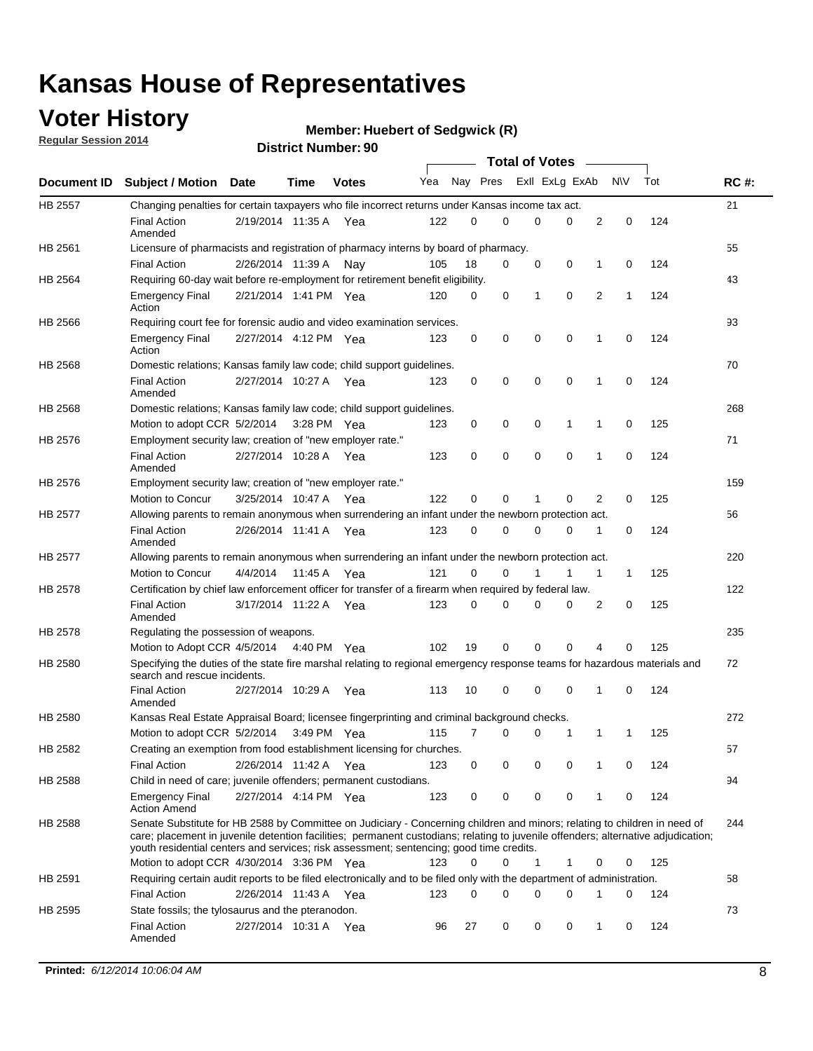# Kansas House of Representatives

## Voter History

**Regular Session 2014**

**Member: Huebert of Sedgwick (R)**

**District Number: 90**

| Document ID | Subject / Motion | Date | Time | Votes | Yea | Nay | Pres | ExII | ExLg | ExAb | N\V | Tot | RC #: |
|---|---|---|---|---|---|---|---|---|---|---|---|---|---|
| HB 2557 | Changing penalties for certain taxpayers who file incorrect returns under Kansas income tax act. | | | | | | | | | | | | 21 |
| | Final Action Amended | 2/19/2014 | 11:35 A | Yea | 122 | 0 | 0 | 0 | 0 | 2 | 0 | 124 | |
| HB 2561 | Licensure of pharmacists and registration of pharmacy interns by board of pharmacy. | | | | | | | | | | | | 55 |
| | Final Action | 2/26/2014 | 11:39 A | Nay | 105 | 18 | 0 | 0 | 0 | 1 | 0 | 124 | |
| HB 2564 | Requiring 60-day wait before re-employment for retirement benefit eligibility. | | | | | | | | | | | | 43 |
| | Emergency Final Action | 2/21/2014 | 1:41 PM | Yea | 120 | 0 | 0 | 1 | 0 | 2 | 1 | 124 | |
| HB 2566 | Requiring court fee for forensic audio and video examination services. | | | | | | | | | | | | 93 |
| | Emergency Final Action | 2/27/2014 | 4:12 PM | Yea | 123 | 0 | 0 | 0 | 0 | 1 | 0 | 124 | |
| HB 2568 | Domestic relations; Kansas family law code; child support guidelines. | | | | | | | | | | | | 70 |
| | Final Action Amended | 2/27/2014 | 10:27 A | Yea | 123 | 0 | 0 | 0 | 0 | 1 | 0 | 124 | |
| HB 2568 | Domestic relations; Kansas family law code; child support guidelines. | | | | | | | | | | | | 268 |
| | Motion to adopt CCR | 5/2/2014 | 3:28 PM | Yea | 123 | 0 | 0 | 0 | 1 | 1 | 0 | 125 | |
| HB 2576 | Employment security law; creation of "new employer rate." | | | | | | | | | | | | 71 |
| | Final Action Amended | 2/27/2014 | 10:28 A | Yea | 123 | 0 | 0 | 0 | 0 | 1 | 0 | 124 | |
| HB 2576 | Employment security law; creation of "new employer rate." | | | | | | | | | | | | 159 |
| | Motion to Concur | 3/25/2014 | 10:47 A | Yea | 122 | 0 | 0 | 1 | 0 | 2 | 0 | 125 | |
| HB 2577 | Allowing parents to remain anonymous when surrendering an infant under the newborn protection act. | | | | | | | | | | | | 56 |
| | Final Action Amended | 2/26/2014 | 11:41 A | Yea | 123 | 0 | 0 | 0 | 0 | 1 | 0 | 124 | |
| HB 2577 | Allowing parents to remain anonymous when surrendering an infant under the newborn protection act. | | | | | | | | | | | | 220 |
| | Motion to Concur | 4/4/2014 | 11:45 A | Yea | 121 | 0 | 0 | 1 | 1 | 1 | 1 | 125 | |
| HB 2578 | Certification by chief law enforcement officer for transfer of a firearm when required by federal law. | | | | | | | | | | | | 122 |
| | Final Action Amended | 3/17/2014 | 11:22 A | Yea | 123 | 0 | 0 | 0 | 0 | 2 | 0 | 125 | |
| HB 2578 | Regulating the possession of weapons. | | | | | | | | | | | | 235 |
| | Motion to Adopt CCR | 4/5/2014 | 4:40 PM | Yea | 102 | 19 | 0 | 0 | 0 | 4 | 0 | 125 | |
| HB 2580 | Specifying the duties of the state fire marshal relating to regional emergency response teams for hazardous materials and search and rescue incidents. | | | | | | | | | | | | 72 |
| | Final Action Amended | 2/27/2014 | 10:29 A | Yea | 113 | 10 | 0 | 0 | 0 | 1 | 0 | 124 | |
| HB 2580 | Kansas Real Estate Appraisal Board; licensee fingerprinting and criminal background checks. | | | | | | | | | | | | 272 |
| | Motion to adopt CCR | 5/2/2014 | 3:49 PM | Yea | 115 | 7 | 0 | 0 | 1 | 1 | 1 | 125 | |
| HB 2582 | Creating an exemption from food establishment licensing for churches. | | | | | | | | | | | | 57 |
| | Final Action | 2/26/2014 | 11:42 A | Yea | 123 | 0 | 0 | 0 | 0 | 1 | 0 | 124 | |
| HB 2588 | Child in need of care; juvenile offenders; permanent custodians. | | | | | | | | | | | | 94 |
| | Emergency Final Action Amend | 2/27/2014 | 4:14 PM | Yea | 123 | 0 | 0 | 0 | 0 | 1 | 0 | 124 | |
| HB 2588 | Senate Substitute for HB 2588 by Committee on Judiciary - Concerning children and minors; relating to children in need of care; placement in juvenile detention facilities; permanent custodians; relating to juvenile offenders; alternative adjudication; youth residential centers and services; risk assessment; sentencing; good time credits. | | | | | | | | | | | | 244 |
| | Motion to adopt CCR | 4/30/2014 | 3:36 PM | Yea | 123 | 0 | 0 | 1 | 1 | 0 | 0 | 125 | |
| HB 2591 | Requiring certain audit reports to be filed electronically and to be filed only with the department of administration. | | | | | | | | | | | | 58 |
| | Final Action | 2/26/2014 | 11:43 A | Yea | 123 | 0 | 0 | 0 | 0 | 1 | 0 | 124 | |
| HB 2595 | State fossils; the tylosaurus and the pteranodon. | | | | | | | | | | | | 73 |
| | Final Action Amended | 2/27/2014 | 10:31 A | Yea | 96 | 27 | 0 | 0 | 0 | 1 | 0 | 124 | |

**Printed:** *6/12/2014 10:06:04 AM*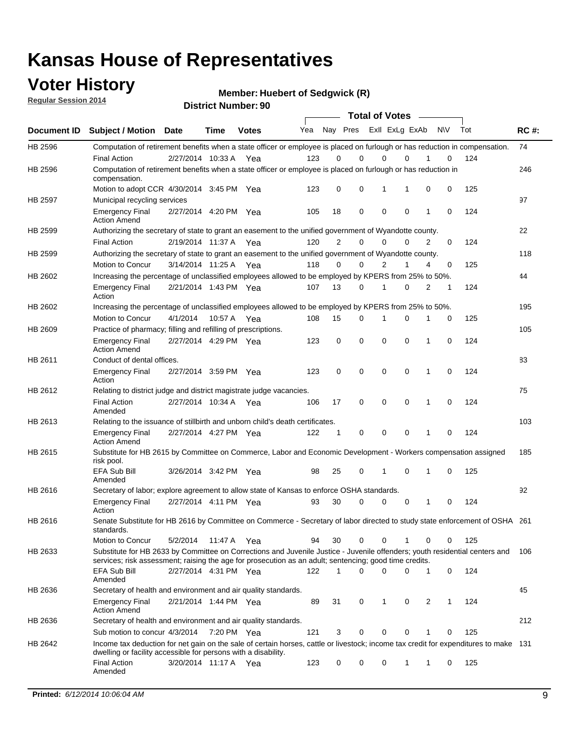# Kansas House of Representatives

## Voter History

**Regular Session 2014**

**Member: Huebert of Sedgwick (R)**

**District Number: 90**

| Document ID | Subject / Motion | Date | Time | Votes | Yea | Nay | Pres | ExlI | ExLg | ExAb | N\V | Tot | RC #: |
|---|---|---|---|---|---|---|---|---|---|---|---|---|---|
| HB 2596 | Computation of retirement benefits when a state officer or employee is placed on furlough or has reduction in compensation. | | | | | | | | | | | | 74 |
| | Final Action | 2/27/2014 | 10:33 A | Yea | 123 | 0 | 0 | 0 | 0 | 1 | 0 | 124 | |
| HB 2596 | Computation of retirement benefits when a state officer or employee is placed on furlough or has reduction in compensation. | | | | | | | | | | | | 246 |
| | Motion to adopt CCR | 4/30/2014 | 3:45 PM | Yea | 123 | 0 | 0 | 1 | 1 | 0 | 0 | 125 | |
| HB 2597 | Municipal recycling services | | | | | | | | | | | | 97 |
| | Emergency Final Action Amend | 2/27/2014 | 4:20 PM | Yea | 105 | 18 | 0 | 0 | 0 | 1 | 0 | 124 | |
| HB 2599 | Authorizing the secretary of state to grant an easement to the unified government of Wyandotte county. | | | | | | | | | | | | 22 |
| | Final Action | 2/19/2014 | 11:37 A | Yea | 120 | 2 | 0 | 0 | 0 | 2 | 0 | 124 | |
| HB 2599 | Authorizing the secretary of state to grant an easement to the unified government of Wyandotte county. | | | | | | | | | | | | 118 |
| | Motion to Concur | 3/14/2014 | 11:25 A | Yea | 118 | 0 | 0 | 2 | 1 | 4 | 0 | 125 | |
| HB 2602 | Increasing the percentage of unclassified employees allowed to be employed by KPERS from 25% to 50%. | | | | | | | | | | | | 44 |
| | Emergency Final Action | 2/21/2014 | 1:43 PM | Yea | 107 | 13 | 0 | 1 | 0 | 2 | 1 | 124 | |
| HB 2602 | Increasing the percentage of unclassified employees allowed to be employed by KPERS from 25% to 50%. | | | | | | | | | | | | 195 |
| | Motion to Concur | 4/1/2014 | 10:57 A | Yea | 108 | 15 | 0 | 1 | 0 | 1 | 0 | 125 | |
| HB 2609 | Practice of pharmacy; filling and refilling of prescriptions. | | | | | | | | | | | | 105 |
| | Emergency Final Action Amend | 2/27/2014 | 4:29 PM | Yea | 123 | 0 | 0 | 0 | 0 | 1 | 0 | 124 | |
| HB 2611 | Conduct of dental offices. | | | | | | | | | | | | 83 |
| | Emergency Final Action | 2/27/2014 | 3:59 PM | Yea | 123 | 0 | 0 | 0 | 0 | 1 | 0 | 124 | |
| HB 2612 | Relating to district judge and district magistrate judge vacancies. | | | | | | | | | | | | 75 |
| | Final Action Amended | 2/27/2014 | 10:34 A | Yea | 106 | 17 | 0 | 0 | 0 | 1 | 0 | 124 | |
| HB 2613 | Relating to the issuance of stillbirth and unborn child's death certificates. | | | | | | | | | | | | 103 |
| | Emergency Final Action Amend | 2/27/2014 | 4:27 PM | Yea | 122 | 1 | 0 | 0 | 0 | 1 | 0 | 124 | |
| HB 2615 | Substitute for HB 2615 by Committee on Commerce, Labor and Economic Development - Workers compensation assigned risk pool. | | | | | | | | | | | | 185 |
| | EFA Sub Bill Amended | 3/26/2014 | 3:42 PM | Yea | 98 | 25 | 0 | 1 | 0 | 1 | 0 | 125 | |
| HB 2616 | Secretary of labor; explore agreement to allow state of Kansas to enforce OSHA standards. | | | | | | | | | | | | 92 |
| | Emergency Final Action | 2/27/2014 | 4:11 PM | Yea | 93 | 30 | 0 | 0 | 0 | 1 | 0 | 124 | |
| HB 2616 | Senate Substitute for HB 2616 by Committee on Commerce - Secretary of labor directed to study state enforcement of OSHA standards. | | | | | | | | | | | | 261 |
| | Motion to Concur | 5/2/2014 | 11:47 A | Yea | 94 | 30 | 0 | 0 | 1 | 0 | 0 | 125 | |
| HB 2633 | Substitute for HB 2633 by Committee on Corrections and Juvenile Justice - Juvenile offenders; youth residential centers and services; risk assessment; raising the age for prosecution as an adult; sentencing; good time credits. | | | | | | | | | | | | 106 |
| | EFA Sub Bill Amended | 2/27/2014 | 4:31 PM | Yea | 122 | 1 | 0 | 0 | 0 | 1 | 0 | 124 | |
| HB 2636 | Secretary of health and environment and air quality standards. | | | | | | | | | | | | 45 |
| | Emergency Final Action Amend | 2/21/2014 | 1:44 PM | Yea | 89 | 31 | 0 | 1 | 0 | 2 | 1 | 124 | |
| HB 2636 | Secretary of health and environment and air quality standards. | | | | | | | | | | | | 212 |
| | Sub motion to concur | 4/3/2014 | 7:20 PM | Yea | 121 | 3 | 0 | 0 | 0 | 1 | 0 | 125 | |
| HB 2642 | Income tax deduction for net gain on the sale of certain horses, cattle or livestock; income tax credit for expenditures to make dwelling or facility accessible for persons with a disability. | | | | | | | | | | | | 131 |
| | Final Action Amended | 3/20/2014 | 11:17 A | Yea | 123 | 0 | 0 | 0 | 1 | 1 | 0 | 125 | |

**Printed:** *6/12/2014 10:06:04 AM*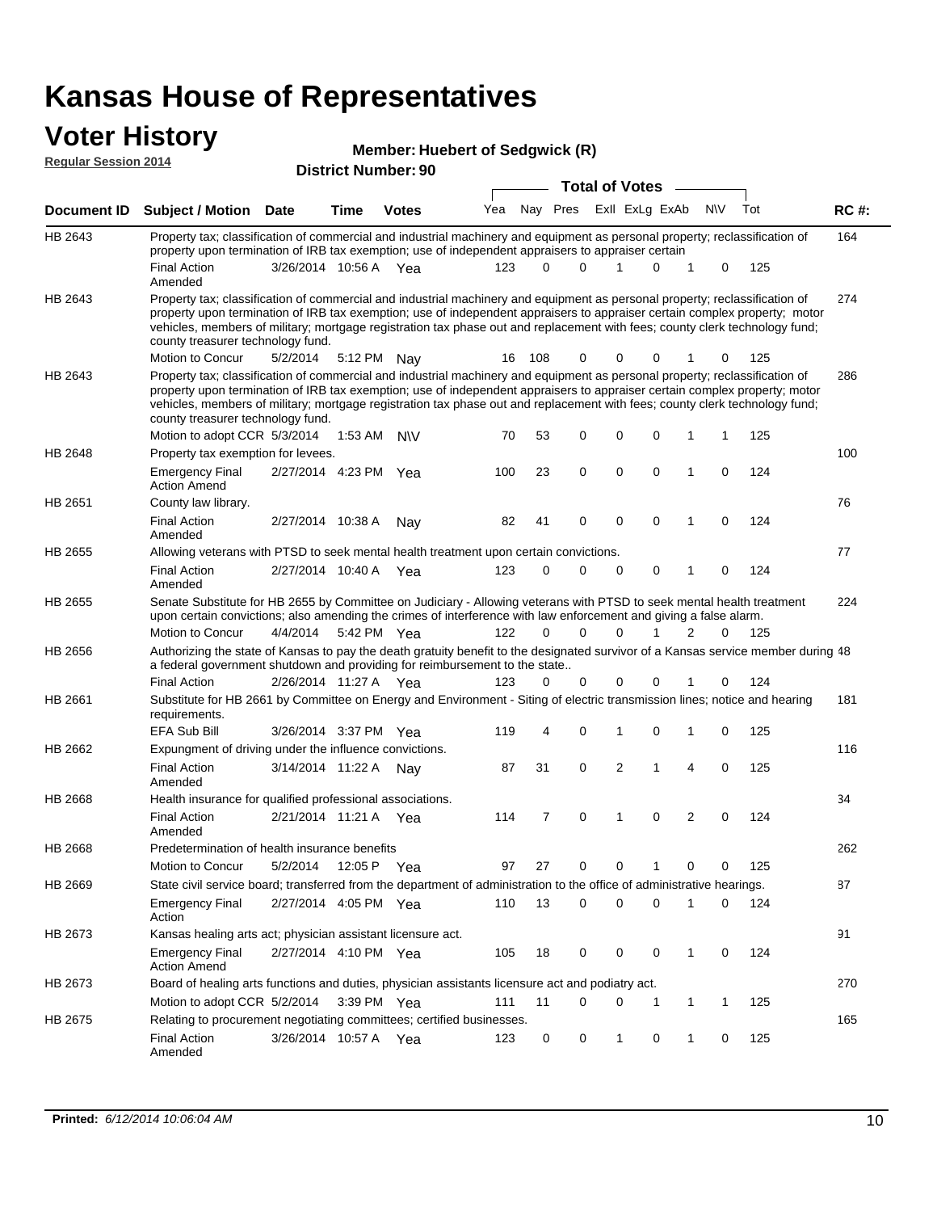# Kansas House of Representatives

## Voter History

**Regular Session 2014**

**Member: Huebert of Sedgwick (R)**

**District Number: 90**

| Document ID | Subject / Motion | Date | Time | Votes | Yea | Nay | Pres | ExII | ExLg | ExAb | N\V | Tot | RC #: |
|---|---|---|---|---|---|---|---|---|---|---|---|---|---|
| HB 2643 | Property tax; classification of commercial and industrial machinery and equipment as personal property; reclassification of property upon termination of IRB tax exemption; use of independent appraisers to appraiser certain | | | | | | | | | | | | 164 |
| | Final Action Amended | 3/26/2014 | 10:56 A | Yea | 123 | 0 | 0 | 1 | 0 | 1 | 0 | 125 | |
| HB 2643 | Property tax; classification of commercial and industrial machinery and equipment as personal property; reclassification of property upon termination of IRB tax exemption; use of independent appraisers to appraiser certain complex property; motor vehicles, members of military; mortgage registration tax phase out and replacement with fees; county clerk technology fund; county treasurer technology fund. | | | | | | | | | | | | 274 |
| | Motion to Concur | 5/2/2014 | 5:12 PM | Nay | 16 | 108 | 0 | 0 | 0 | 1 | 0 | 125 | |
| HB 2643 | Property tax; classification of commercial and industrial machinery and equipment as personal property; reclassification of property upon termination of IRB tax exemption; use of independent appraisers to appraiser certain complex property; motor vehicles, members of military; mortgage registration tax phase out and replacement with fees; county clerk technology fund; county treasurer technology fund. | | | | | | | | | | | | 286 |
| | Motion to adopt CCR | 5/3/2014 | 1:53 AM | N\V | 70 | 53 | 0 | 0 | 0 | 1 | 1 | 125 | |
| HB 2648 | Property tax exemption for levees. | | | | | | | | | | | | 100 |
| | Emergency Final Action Amend | 2/27/2014 | 4:23 PM | Yea | 100 | 23 | 0 | 0 | 0 | 1 | 0 | 124 | |
| HB 2651 | County law library. | | | | | | | | | | | | 76 |
| | Final Action Amended | 2/27/2014 | 10:38 A | Nay | 82 | 41 | 0 | 0 | 0 | 1 | 0 | 124 | |
| HB 2655 | Allowing veterans with PTSD to seek mental health treatment upon certain convictions. | | | | | | | | | | | | 77 |
| | Final Action Amended | 2/27/2014 | 10:40 A | Yea | 123 | 0 | 0 | 0 | 0 | 1 | 0 | 124 | |
| HB 2655 | Senate Substitute for HB 2655 by Committee on Judiciary - Allowing veterans with PTSD to seek mental health treatment upon certain convictions; also amending the crimes of interference with law enforcement and giving a false alarm. | | | | | | | | | | | | 224 |
| | Motion to Concur | 4/4/2014 | 5:42 PM | Yea | 122 | 0 | 0 | 0 | 1 | 2 | 0 | 125 | |
| HB 2656 | Authorizing the state of Kansas to pay the death gratuity benefit to the designated survivor of a Kansas service member during a federal government shutdown and providing for reimbursement to the state.. | | | | | | | | | | | | 48 |
| | Final Action | 2/26/2014 | 11:27 A | Yea | 123 | 0 | 0 | 0 | 0 | 1 | 0 | 124 | |
| HB 2661 | Substitute for HB 2661 by Committee on Energy and Environment - Siting of electric transmission lines; notice and hearing requirements. | | | | | | | | | | | | 181 |
| | EFA Sub Bill | 3/26/2014 | 3:37 PM | Yea | 119 | 4 | 0 | 1 | 0 | 1 | 0 | 125 | |
| HB 2662 | Expungment of driving under the influence convictions. | | | | | | | | | | | | 116 |
| | Final Action Amended | 3/14/2014 | 11:22 A | Nay | 87 | 31 | 0 | 2 | 1 | 4 | 0 | 125 | |
| HB 2668 | Health insurance for qualified professional associations. | | | | | | | | | | | | 34 |
| | Final Action Amended | 2/21/2014 | 11:21 A | Yea | 114 | 7 | 0 | 1 | 0 | 2 | 0 | 124 | |
| HB 2668 | Predetermination of health insurance benefits | | | | | | | | | | | | 262 |
| | Motion to Concur | 5/2/2014 | 12:05 P | Yea | 97 | 27 | 0 | 0 | 1 | 0 | 0 | 125 | |
| HB 2669 | State civil service board; transferred from the department of administration to the office of administrative hearings. | | | | | | | | | | | | 87 |
| | Emergency Final Action | 2/27/2014 | 4:05 PM | Yea | 110 | 13 | 0 | 0 | 0 | 1 | 0 | 124 | |
| HB 2673 | Kansas healing arts act; physician assistant licensure act. | | | | | | | | | | | | 91 |
| | Emergency Final Action Amend | 2/27/2014 | 4:10 PM | Yea | 105 | 18 | 0 | 0 | 0 | 1 | 0 | 124 | |
| HB 2673 | Board of healing arts functions and duties, physician assistants licensure act and podiatry act. | | | | | | | | | | | | 270 |
| | Motion to adopt CCR | 5/2/2014 | 3:39 PM | Yea | 111 | 11 | 0 | 0 | 1 | 1 | 1 | 125 | |
| HB 2675 | Relating to procurement negotiating committees; certified businesses. | | | | | | | | | | | | 165 |
| | Final Action Amended | 3/26/2014 | 10:57 A | Yea | 123 | 0 | 0 | 1 | 0 | 1 | 0 | 125 | |

**Printed:** *6/12/2014 10:06:04 AM*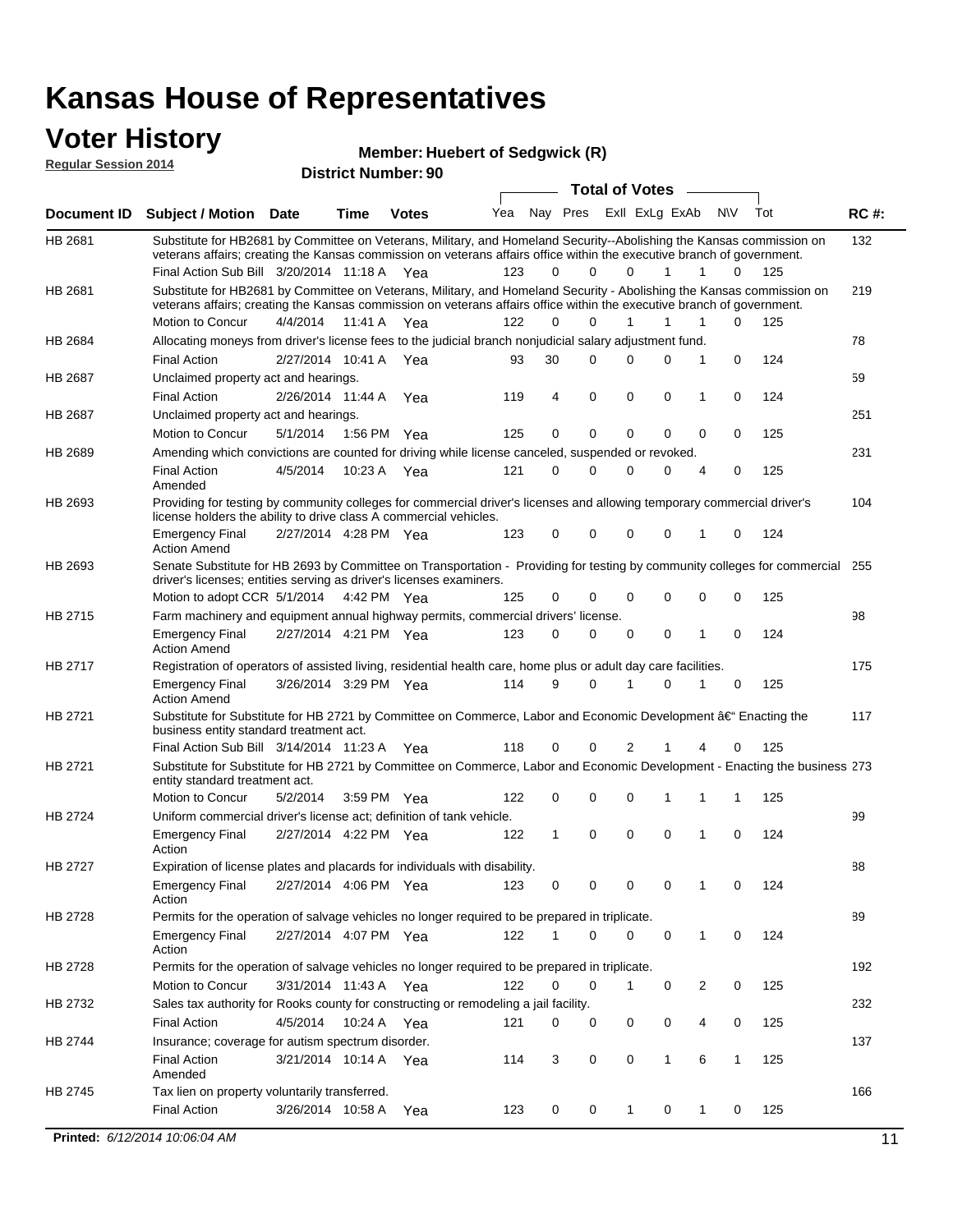# Kansas House of Representatives

## Voter History

**Regular Session 2014**

**Member: Huebert of Sedgwick (R)**

**District Number: 90**

| Document ID | Subject / Motion | Date | Time | Votes | Yea | Nay | Pres | ExlI | ExLg | ExAb | N\V | Tot | RC #: |
|---|---|---|---|---|---|---|---|---|---|---|---|---|---|
| HB 2681 | Substitute for HB2681 by Committee on Veterans, Military, and Homeland Security--Abolishing the Kansas commission on veterans affairs; creating the Kansas commission on veterans affairs office within the executive branch of government. | | | | | | | | | | | | 132 |
| | Final Action Sub Bill | 3/20/2014 | 11:18 A | Yea | 123 | 0 | 0 | 0 | 1 | 1 | 0 | 125 | |
| HB 2681 | Substitute for HB2681 by Committee on Veterans, Military, and Homeland Security - Abolishing the Kansas commission on veterans affairs; creating the Kansas commission on veterans affairs office within the executive branch of government. | | | | | | | | | | | | 219 |
| | Motion to Concur | 4/4/2014 | 11:41 A | Yea | 122 | 0 | 0 | 1 | 1 | 1 | 0 | 125 | |
| HB 2684 | Allocating moneys from driver's license fees to the judicial branch nonjudicial salary adjustment fund. | | | | | | | | | | | | 78 |
| | Final Action | 2/27/2014 | 10:41 A | Yea | 93 | 30 | 0 | 0 | 0 | 1 | 0 | 124 | |
| HB 2687 | Unclaimed property act and hearings. | | | | | | | | | | | | 59 |
| | Final Action | 2/26/2014 | 11:44 A | Yea | 119 | 4 | 0 | 0 | 0 | 1 | 0 | 124 | |
| HB 2687 | Unclaimed property act and hearings. | | | | | | | | | | | | 251 |
| | Motion to Concur | 5/1/2014 | 1:56 PM | Yea | 125 | 0 | 0 | 0 | 0 | 0 | 0 | 125 | |
| HB 2689 | Amending which convictions are counted for driving while license canceled, suspended or revoked. | | | | | | | | | | | | 231 |
| | Final Action Amended | 4/5/2014 | 10:23 A | Yea | 121 | 0 | 0 | 0 | 0 | 4 | 0 | 125 | |
| HB 2693 | Providing for testing by community colleges for commercial driver's licenses and allowing temporary commercial driver's license holders the ability to drive class A commercial vehicles. | | | | | | | | | | | | 104 |
| | Emergency Final Action Amend | 2/27/2014 | 4:28 PM | Yea | 123 | 0 | 0 | 0 | 0 | 1 | 0 | 124 | |
| HB 2693 | Senate Substitute for HB 2693 by Committee on Transportation - Providing for testing by community colleges for commercial driver's licenses; entities serving as driver's licenses examiners. | | | | | | | | | | | | 255 |
| | Motion to adopt CCR | 5/1/2014 | 4:42 PM | Yea | 125 | 0 | 0 | 0 | 0 | 0 | 0 | 125 | |
| HB 2715 | Farm machinery and equipment annual highway permits, commercial drivers' license. | | | | | | | | | | | | 98 |
| | Emergency Final Action Amend | 2/27/2014 | 4:21 PM | Yea | 123 | 0 | 0 | 0 | 0 | 1 | 0 | 124 | |
| HB 2717 | Registration of operators of assisted living, residential health care, home plus or adult day care facilities. | | | | | | | | | | | | 175 |
| | Emergency Final Action Amend | 3/26/2014 | 3:29 PM | Yea | 114 | 9 | 0 | 1 | 0 | 1 | 0 | 125 | |
| HB 2721 | Substitute for Substitute for HB 2721 by Committee on Commerce, Labor and Economic Development â€" Enacting the business entity standard treatment act. | | | | | | | | | | | | 117 |
| | Final Action Sub Bill | 3/14/2014 | 11:23 A | Yea | 118 | 0 | 0 | 2 | 1 | 4 | 0 | 125 | |
| HB 2721 | Substitute for Substitute for HB 2721 by Committee on Commerce, Labor and Economic Development - Enacting the business entity standard treatment act. | | | | | | | | | | | | 273 |
| | Motion to Concur | 5/2/2014 | 3:59 PM | Yea | 122 | 0 | 0 | 0 | 1 | 1 | 1 | 125 | |
| HB 2724 | Uniform commercial driver's license act; definition of tank vehicle. | | | | | | | | | | | | 99 |
| | Emergency Final Action | 2/27/2014 | 4:22 PM | Yea | 122 | 1 | 0 | 0 | 0 | 1 | 0 | 124 | |
| HB 2727 | Expiration of license plates and placards for individuals with disability. | | | | | | | | | | | | 88 |
| | Emergency Final Action | 2/27/2014 | 4:06 PM | Yea | 123 | 0 | 0 | 0 | 0 | 1 | 0 | 124 | |
| HB 2728 | Permits for the operation of salvage vehicles no longer required to be prepared in triplicate. | | | | | | | | | | | | 89 |
| | Emergency Final Action | 2/27/2014 | 4:07 PM | Yea | 122 | 1 | 0 | 0 | 0 | 1 | 0 | 124 | |
| HB 2728 | Permits for the operation of salvage vehicles no longer required to be prepared in triplicate. | | | | | | | | | | | | 192 |
| | Motion to Concur | 3/31/2014 | 11:43 A | Yea | 122 | 0 | 0 | 1 | 0 | 2 | 0 | 125 | |
| HB 2732 | Sales tax authority for Rooks county for constructing or remodeling a jail facility. | | | | | | | | | | | | 232 |
| | Final Action | 4/5/2014 | 10:24 A | Yea | 121 | 0 | 0 | 0 | 0 | 4 | 0 | 125 | |
| HB 2744 | Insurance; coverage for autism spectrum disorder. | | | | | | | | | | | | 137 |
| | Final Action Amended | 3/21/2014 | 10:14 A | Yea | 114 | 3 | 0 | 0 | 1 | 6 | 1 | 125 | |
| HB 2745 | Tax lien on property voluntarily transferred. | | | | | | | | | | | | 166 |
| | Final Action | 3/26/2014 | 10:58 A | Yea | 123 | 0 | 0 | 1 | 0 | 1 | 0 | 125 | |

**Printed:** *6/12/2014 10:06:04 AM*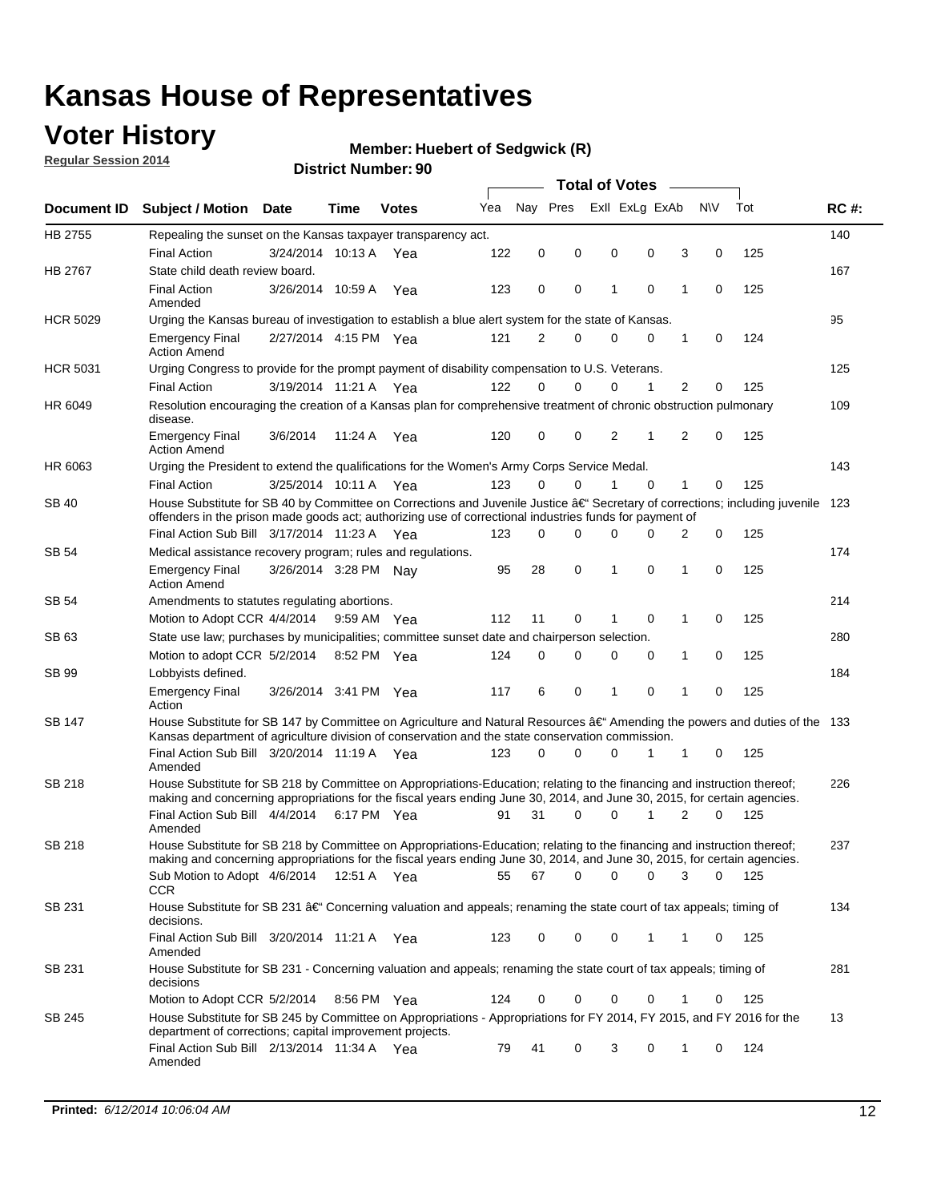# Kansas House of Representatives

## Voter History

**Regular Session 2014**

**Member: Huebert of Sedgwick (R)**

**District Number: 90**

| Document ID | Subject / Motion | Date | Time | Votes | Yea | Nay | Pres | ExlI | ExLg | ExAb | N\V | Tot | RC #: |
|---|---|---|---|---|---|---|---|---|---|---|---|---|---|
| HB 2755 | Repealing the sunset on the Kansas taxpayer transparency act. | | | | | | | | | | | | 140 |
| | Final Action | 3/24/2014 | 10:13 A | Yea | 122 | 0 | 0 | 0 | 0 | 3 | 0 | 125 | |
| HB 2767 | State child death review board. | | | | | | | | | | | | 167 |
| | Final Action Amended | 3/26/2014 | 10:59 A | Yea | 123 | 0 | 0 | 1 | 0 | 1 | 0 | 125 | |
| HCR 5029 | Urging the Kansas bureau of investigation to establish a blue alert system for the state of Kansas. | | | | | | | | | | | | 95 |
| | Emergency Final Action Amend | 2/27/2014 | 4:15 PM | Yea | 121 | 2 | 0 | 0 | 0 | 1 | 0 | 124 | |
| HCR 5031 | Urging Congress to provide for the prompt payment of disability compensation to U.S. Veterans. | | | | | | | | | | | | 125 |
| | Final Action | 3/19/2014 | 11:21 A | Yea | 122 | 0 | 0 | 0 | 1 | 2 | 0 | 125 | |
| HR 6049 | Resolution encouraging the creation of a Kansas plan for comprehensive treatment of chronic obstruction pulmonary disease. | | | | | | | | | | | | 109 |
| | Emergency Final Action Amend | 3/6/2014 | 11:24 A | Yea | 120 | 0 | 0 | 2 | 1 | 2 | 0 | 125 | |
| HR 6063 | Urging the President to extend the qualifications for the Women's Army Corps Service Medal. | | | | | | | | | | | | 143 |
| | Final Action | 3/25/2014 | 10:11 A | Yea | 123 | 0 | 0 | 1 | 0 | 1 | 0 | 125 | |
| SB 40 | House Substitute for SB 40 by Committee on Corrections and Juvenile Justice â€“ Secretary of corrections; including juvenile offenders in the prison made goods act; authorizing use of correctional industries funds for payment of | | | | | | | | | | | | 123 |
| | Final Action Sub Bill | 3/17/2014 | 11:23 A | Yea | 123 | 0 | 0 | 0 | 0 | 2 | 0 | 125 | |
| SB 54 | Medical assistance recovery program; rules and regulations. | | | | | | | | | | | | 174 |
| | Emergency Final Action Amend | 3/26/2014 | 3:28 PM | Nay | 95 | 28 | 0 | 1 | 0 | 1 | 0 | 125 | |
| SB 54 | Amendments to statutes regulating abortions. | | | | | | | | | | | | 214 |
| | Motion to Adopt CCR | 4/4/2014 | 9:59 AM | Yea | 112 | 11 | 0 | 1 | 0 | 1 | 0 | 125 | |
| SB 63 | State use law; purchases by municipalities; committee sunset date and chairperson selection. | | | | | | | | | | | | 280 |
| | Motion to adopt CCR | 5/2/2014 | 8:52 PM | Yea | 124 | 0 | 0 | 0 | 0 | 1 | 0 | 125 | |
| SB 99 | Lobbyists defined. | | | | | | | | | | | | 184 |
| | Emergency Final Action | 3/26/2014 | 3:41 PM | Yea | 117 | 6 | 0 | 1 | 0 | 1 | 0 | 125 | |
| SB 147 | House Substitute for SB 147 by Committee on Agriculture and Natural Resources â€“ Amending the powers and duties of the Kansas department of agriculture division of conservation and the state conservation commission. | | | | | | | | | | | | 133 |
| | Final Action Sub Bill Amended | 3/20/2014 | 11:19 A | Yea | 123 | 0 | 0 | 0 | 1 | 1 | 0 | 125 | |
| SB 218 | House Substitute for SB 218 by Committee on Appropriations-Education; relating to the financing and instruction thereof; making and concerning appropriations for the fiscal years ending June 30, 2014, and June 30, 2015, for certain agencies. | | | | | | | | | | | | 226 |
| | Final Action Sub Bill Amended | 4/4/2014 | 6:17 PM | Yea | 91 | 31 | 0 | 0 | 1 | 2 | 0 | 125 | |
| SB 218 | House Substitute for SB 218 by Committee on Appropriations-Education; relating to the financing and instruction thereof; making and concerning appropriations for the fiscal years ending June 30, 2014, and June 30, 2015, for certain agencies. | | | | | | | | | | | | 237 |
| | Sub Motion to Adopt CCR | 4/6/2014 | 12:51 A | Yea | 55 | 67 | 0 | 0 | 0 | 3 | 0 | 125 | |
| SB 231 | House Substitute for SB 231 â€“ Concerning valuation and appeals; renaming the state court of tax appeals; timing of decisions. | | | | | | | | | | | | 134 |
| | Final Action Sub Bill Amended | 3/20/2014 | 11:21 A | Yea | 123 | 0 | 0 | 0 | 1 | 1 | 0 | 125 | |
| SB 231 | House Substitute for SB 231 - Concerning valuation and appeals; renaming the state court of tax appeals; timing of decisions | | | | | | | | | | | | 281 |
| | Motion to Adopt CCR | 5/2/2014 | 8:56 PM | Yea | 124 | 0 | 0 | 0 | 0 | 1 | 0 | 125 | |
| SB 245 | House Substitute for SB 245 by Committee on Appropriations - Appropriations for FY 2014, FY 2015, and FY 2016 for the department of corrections; capital improvement projects. | | | | | | | | | | | | 13 |
| | Final Action Sub Bill Amended | 2/13/2014 | 11:34 A | Yea | 79 | 41 | 0 | 3 | 0 | 1 | 0 | 124 | |

**Printed:** *6/12/2014 10:06:04 AM*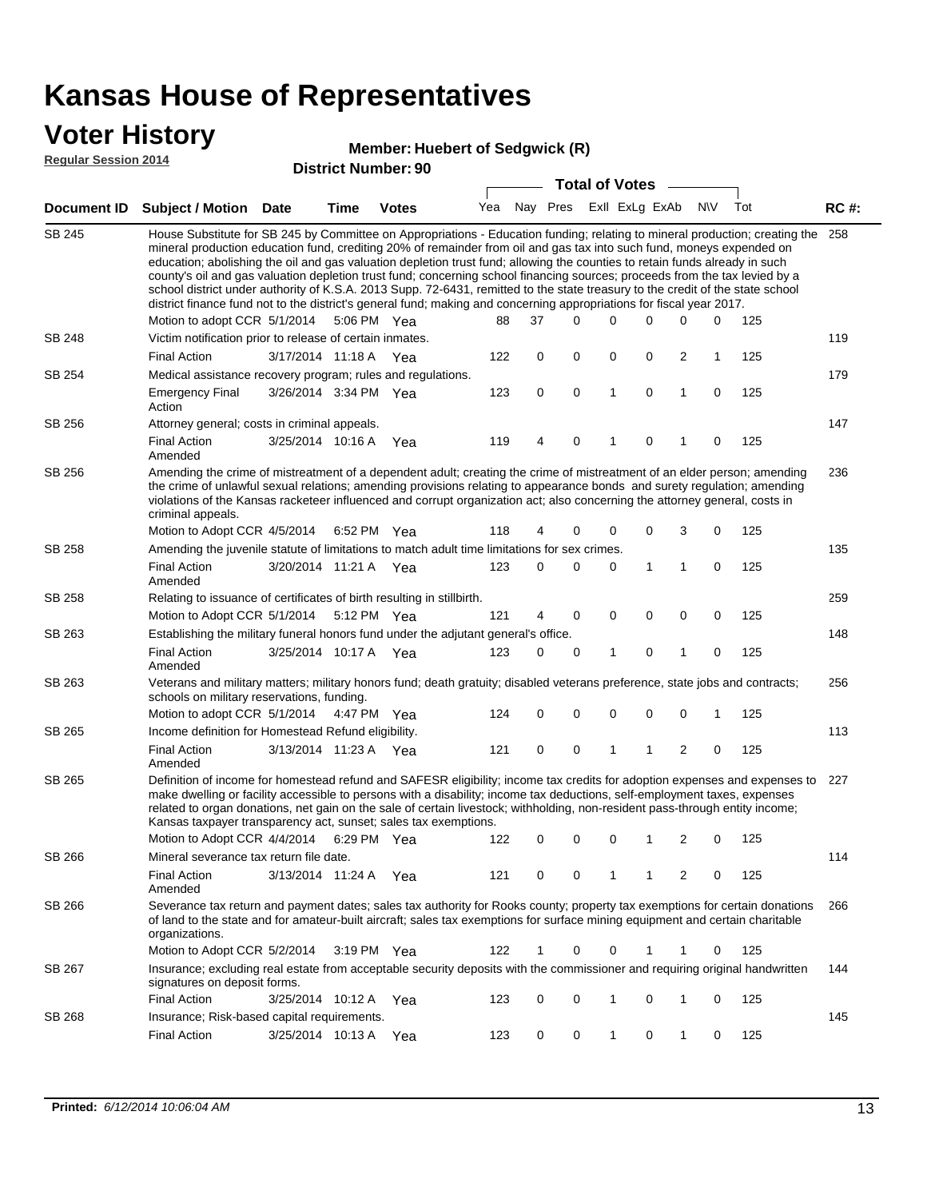# Kansas House of Representatives

## Voter History

**Regular Session 2014**

**Member: Huebert of Sedgwick (R)**

**District Number: 90**

| Document ID | Subject / Motion | Date | Time | Votes | Yea | Nay | Pres | ExII | ExLg | ExAb | N\V | Tot | RC #: |
|---|---|---|---|---|---|---|---|---|---|---|---|---|---|
| SB 245 | House Substitute for SB 245 by Committee on Appropriations - Education funding; relating to mineral production; creating the mineral production education fund, crediting 20% of remainder from oil and gas tax into such fund, moneys expended on education; abolishing the oil and gas valuation depletion trust fund; allowing the counties to retain funds already in such county's oil and gas valuation depletion trust fund; concerning school financing sources; proceeds from the tax levied by a school district under authority of K.S.A. 2013 Supp. 72-6431, remitted to the state treasury to the credit of the state school district finance fund not to the district's general fund; making and concerning appropriations for fiscal year 2017. | | | | | | | | | | | | 258 |
| | Motion to adopt CCR | 5/1/2014 | 5:06 PM | Yea | 88 | 37 | 0 | 0 | 0 | 0 | 0 | 125 | |
| SB 248 | Victim notification prior to release of certain inmates. | | | | | | | | | | | | 119 |
| | Final Action | 3/17/2014 | 11:18 A | Yea | 122 | 0 | 0 | 0 | 0 | 2 | 1 | 125 | |
| SB 254 | Medical assistance recovery program; rules and regulations. | | | | | | | | | | | | 179 |
| | Emergency Final Action | 3/26/2014 | 3:34 PM | Yea | 123 | 0 | 0 | 1 | 0 | 1 | 0 | 125 | |
| SB 256 | Attorney general; costs in criminal appeals. | | | | | | | | | | | | 147 |
| | Final Action Amended | 3/25/2014 | 10:16 A | Yea | 119 | 4 | 0 | 1 | 0 | 1 | 0 | 125 | |
| SB 256 | Amending the crime of mistreatment of a dependent adult; creating the crime of mistreatment of an elder person; amending the crime of unlawful sexual relations; amending provisions relating to appearance bonds and surety regulation; amending violations of the Kansas racketeer influenced and corrupt organization act; also concerning the attorney general, costs in criminal appeals. | | | | | | | | | | | | 236 |
| | Motion to Adopt CCR | 4/5/2014 | 6:52 PM | Yea | 118 | 4 | 0 | 0 | 0 | 3 | 0 | 125 | |
| SB 258 | Amending the juvenile statute of limitations to match adult time limitations for sex crimes. | | | | | | | | | | | | 135 |
| | Final Action Amended | 3/20/2014 | 11:21 A | Yea | 123 | 0 | 0 | 0 | 1 | 1 | 0 | 125 | |
| SB 258 | Relating to issuance of certificates of birth resulting in stillbirth. | | | | | | | | | | | | 259 |
| | Motion to Adopt CCR | 5/1/2014 | 5:12 PM | Yea | 121 | 4 | 0 | 0 | 0 | 0 | 0 | 125 | |
| SB 263 | Establishing the military funeral honors fund under the adjutant general's office. | | | | | | | | | | | | 148 |
| | Final Action Amended | 3/25/2014 | 10:17 A | Yea | 123 | 0 | 0 | 1 | 0 | 1 | 0 | 125 | |
| SB 263 | Veterans and military matters; military honors fund; death gratuity; disabled veterans preference, state jobs and contracts; schools on military reservations, funding. | | | | | | | | | | | | 256 |
| | Motion to adopt CCR | 5/1/2014 | 4:47 PM | Yea | 124 | 0 | 0 | 0 | 0 | 0 | 1 | 125 | |
| SB 265 | Income definition for Homestead Refund eligibility. | | | | | | | | | | | | 113 |
| | Final Action Amended | 3/13/2014 | 11:23 A | Yea | 121 | 0 | 0 | 1 | 1 | 2 | 0 | 125 | |
| SB 265 | Definition of income for homestead refund and SAFESR eligibility; income tax credits for adoption expenses and expenses to make dwelling or facility accessible to persons with a disability; income tax deductions, self-employment taxes, expenses related to organ donations, net gain on the sale of certain livestock; withholding, non-resident pass-through entity income; Kansas taxpayer transparency act, sunset; sales tax exemptions. | | | | | | | | | | | | 227 |
| | Motion to Adopt CCR | 4/4/2014 | 6:29 PM | Yea | 122 | 0 | 0 | 0 | 1 | 2 | 0 | 125 | |
| SB 266 | Mineral severance tax return file date. | | | | | | | | | | | | 114 |
| | Final Action Amended | 3/13/2014 | 11:24 A | Yea | 121 | 0 | 0 | 1 | 1 | 2 | 0 | 125 | |
| SB 266 | Severance tax return and payment dates; sales tax authority for Rooks county; property tax exemptions for certain donations of land to the state and for amateur-built aircraft; sales tax exemptions for surface mining equipment and certain charitable organizations. | | | | | | | | | | | | 266 |
| | Motion to Adopt CCR | 5/2/2014 | 3:19 PM | Yea | 122 | 1 | 0 | 0 | 1 | 1 | 0 | 125 | |
| SB 267 | Insurance; excluding real estate from acceptable security deposits with the commissioner and requiring original handwritten signatures on deposit forms. | | | | | | | | | | | | 144 |
| | Final Action | 3/25/2014 | 10:12 A | Yea | 123 | 0 | 0 | 1 | 0 | 1 | 0 | 125 | |
| SB 268 | Insurance; Risk-based capital requirements. | | | | | | | | | | | | 145 |
| | Final Action | 3/25/2014 | 10:13 A | Yea | 123 | 0 | 0 | 1 | 0 | 1 | 0 | 125 | |

**Printed:** *6/12/2014 10:06:04 AM*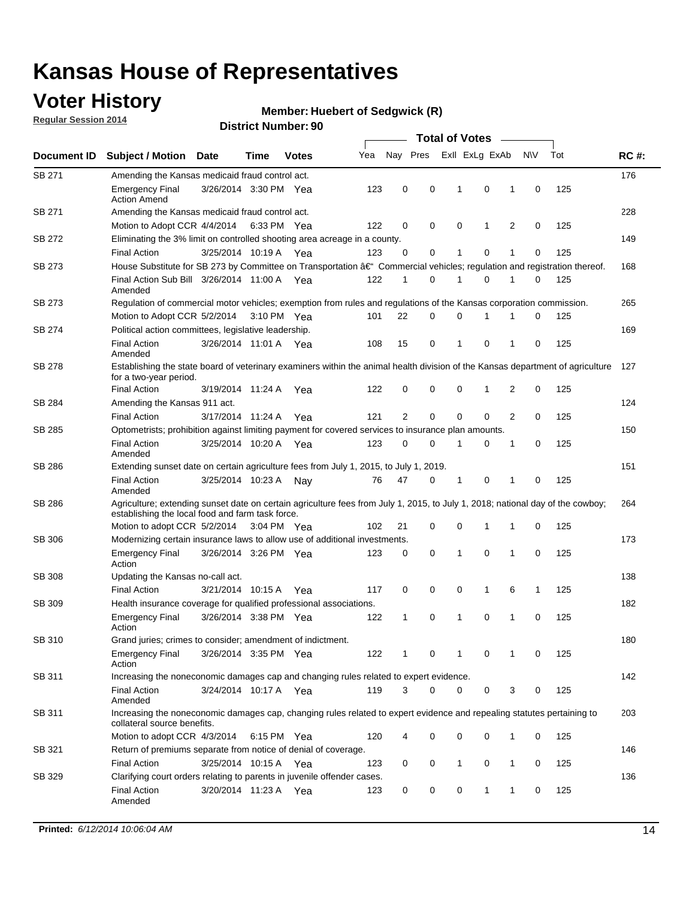# Kansas House of Representatives

## Voter History

**Regular Session 2014**

**Member: Huebert of Sedgwick (R)**

**District Number: 90**

| Document ID | Subject / Motion | Date | Time | Votes | Yea | Nay | Pres | ExII | ExLg | ExAb | N\V | Tot | RC #: |
|---|---|---|---|---|---|---|---|---|---|---|---|---|---|
| SB 271 | Amending the Kansas medicaid fraud control act. | | | | | | | | | | | | 176 |
| | Emergency Final Action Amend | 3/26/2014 | 3:30 PM | Yea | 123 | 0 | 0 | 1 | 0 | 1 | 0 | 125 | |
| SB 271 | Amending the Kansas medicaid fraud control act. | | | | | | | | | | | | 228 |
| | Motion to Adopt CCR | 4/4/2014 | 6:33 PM | Yea | 122 | 0 | 0 | 0 | 1 | 2 | 0 | 125 | |
| SB 272 | Eliminating the 3% limit on controlled shooting area acreage in a county. | | | | | | | | | | | | 149 |
| | Final Action | 3/25/2014 | 10:19 A | Yea | 123 | 0 | 0 | 1 | 0 | 1 | 0 | 125 | |
| SB 273 | House Substitute for SB 273 by Committee on Transportation â€“ Commercial vehicles; regulation and registration thereof. | | | | | | | | | | | | 168 |
| | Final Action Sub Bill Amended | 3/26/2014 | 11:00 A | Yea | 122 | 1 | 0 | 1 | 0 | 1 | 0 | 125 | |
| SB 273 | Regulation of commercial motor vehicles; exemption from rules and regulations of the Kansas corporation commission. | | | | | | | | | | | | 265 |
| | Motion to Adopt CCR | 5/2/2014 | 3:10 PM | Yea | 101 | 22 | 0 | 0 | 1 | 1 | 0 | 125 | |
| SB 274 | Political action committees, legislative leadership. | | | | | | | | | | | | 169 |
| | Final Action Amended | 3/26/2014 | 11:01 A | Yea | 108 | 15 | 0 | 1 | 0 | 1 | 0 | 125 | |
| SB 278 | Establishing the state board of veterinary examiners within the animal health division of the Kansas department of agriculture for a two-year period. | | | | | | | | | | | | 127 |
| | Final Action | 3/19/2014 | 11:24 A | Yea | 122 | 0 | 0 | 0 | 1 | 2 | 0 | 125 | |
| SB 284 | Amending the Kansas 911 act. | | | | | | | | | | | | 124 |
| | Final Action | 3/17/2014 | 11:24 A | Yea | 121 | 2 | 0 | 0 | 0 | 2 | 0 | 125 | |
| SB 285 | Optometrists; prohibition against limiting payment for covered services to insurance plan amounts. | | | | | | | | | | | | 150 |
| | Final Action Amended | 3/25/2014 | 10:20 A | Yea | 123 | 0 | 0 | 1 | 0 | 1 | 0 | 125 | |
| SB 286 | Extending sunset date on certain agriculture fees from July 1, 2015, to July 1, 2019. | | | | | | | | | | | | 151 |
| | Final Action Amended | 3/25/2014 | 10:23 A | Nay | 76 | 47 | 0 | 1 | 0 | 1 | 0 | 125 | |
| SB 286 | Agriculture; extending sunset date on certain agriculture fees from July 1, 2015, to July 1, 2018; national day of the cowboy; establishing the local food and farm task force. | | | | | | | | | | | | 264 |
| | Motion to adopt CCR | 5/2/2014 | 3:04 PM | Yea | 102 | 21 | 0 | 0 | 1 | 1 | 0 | 125 | |
| SB 306 | Modernizing certain insurance laws to allow use of additional investments. | | | | | | | | | | | | 173 |
| | Emergency Final Action | 3/26/2014 | 3:26 PM | Yea | 123 | 0 | 0 | 1 | 0 | 1 | 0 | 125 | |
| SB 308 | Updating the Kansas no-call act. | | | | | | | | | | | | 138 |
| | Final Action | 3/21/2014 | 10:15 A | Yea | 117 | 0 | 0 | 0 | 1 | 6 | 1 | 125 | |
| SB 309 | Health insurance coverage for qualified professional associations. | | | | | | | | | | | | 182 |
| | Emergency Final Action | 3/26/2014 | 3:38 PM | Yea | 122 | 1 | 0 | 1 | 0 | 1 | 0 | 125 | |
| SB 310 | Grand juries; crimes to consider; amendment of indictment. | | | | | | | | | | | | 180 |
| | Emergency Final Action | 3/26/2014 | 3:35 PM | Yea | 122 | 1 | 0 | 1 | 0 | 1 | 0 | 125 | |
| SB 311 | Increasing the noneconomic damages cap and changing rules related to expert evidence. | | | | | | | | | | | | 142 |
| | Final Action Amended | 3/24/2014 | 10:17 A | Yea | 119 | 3 | 0 | 0 | 0 | 3 | 0 | 125 | |
| SB 311 | Increasing the noneconomic damages cap, changing rules related to expert evidence and repealing statutes pertaining to collateral source benefits. | | | | | | | | | | | | 203 |
| | Motion to adopt CCR | 4/3/2014 | 6:15 PM | Yea | 120 | 4 | 0 | 0 | 0 | 1 | 0 | 125 | |
| SB 321 | Return of premiums separate from notice of denial of coverage. | | | | | | | | | | | | 146 |
| | Final Action | 3/25/2014 | 10:15 A | Yea | 123 | 0 | 0 | 1 | 0 | 1 | 0 | 125 | |
| SB 329 | Clarifying court orders relating to parents in juvenile offender cases. | | | | | | | | | | | | 136 |
| | Final Action Amended | 3/20/2014 | 11:23 A | Yea | 123 | 0 | 0 | 0 | 1 | 1 | 0 | 125 | |

**Printed:** *6/12/2014 10:06:04 AM*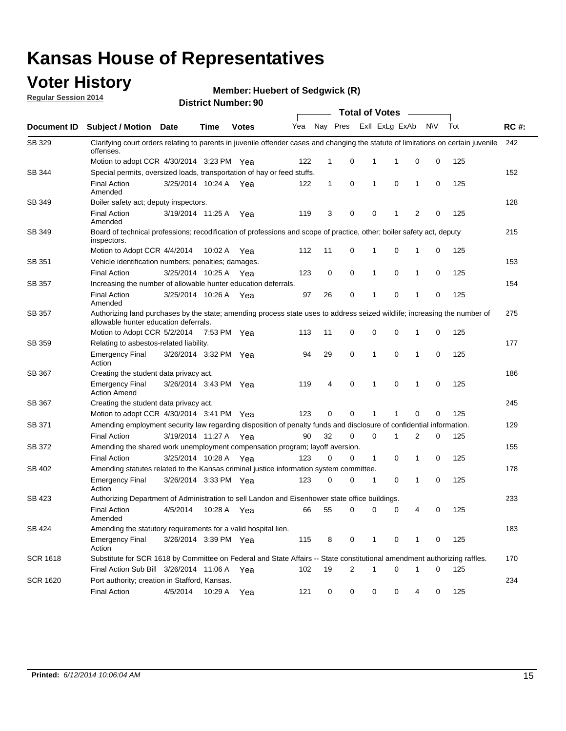# Kansas House of Representatives

## Voter History

**Regular Session 2014**

**Member: Huebert of Sedgwick (R)**

**District Number: 90**

| Document ID | Subject / Motion | Date | Time | Votes | Yea | Nay | Pres | ExII | ExLg | ExAb | N\V | Tot | RC #: |
|---|---|---|---|---|---|---|---|---|---|---|---|---|---|
| SB 329 | Clarifying court orders relating to parents in juvenile offender cases and changing the statute of limitations on certain juvenile offenses. | | | | | | | | | | | | 242 |
| | Motion to adopt CCR | 4/30/2014 | 3:23 PM | Yea | 122 | 1 | 0 | 1 | 1 | 0 | 0 | 125 | |
| SB 344 | Special permits, oversized loads, transportation of hay or feed stuffs. | | | | | | | | | | | | 152 |
| | Final Action Amended | 3/25/2014 | 10:24 A | Yea | 122 | 1 | 0 | 1 | 0 | 1 | 0 | 125 | |
| SB 349 | Boiler safety act; deputy inspectors. | | | | | | | | | | | | 128 |
| | Final Action Amended | 3/19/2014 | 11:25 A | Yea | 119 | 3 | 0 | 0 | 1 | 2 | 0 | 125 | |
| SB 349 | Board of technical professions; recodification of professions and scope of practice, other; boiler safety act, deputy inspectors. | | | | | | | | | | | | 215 |
| | Motion to Adopt CCR | 4/4/2014 | 10:02 A | Yea | 112 | 11 | 0 | 1 | 0 | 1 | 0 | 125 | |
| SB 351 | Vehicle identification numbers; penalties; damages. | | | | | | | | | | | | 153 |
| | Final Action | 3/25/2014 | 10:25 A | Yea | 123 | 0 | 0 | 1 | 0 | 1 | 0 | 125 | |
| SB 357 | Increasing the number of allowable hunter education deferrals. | | | | | | | | | | | | 154 |
| | Final Action Amended | 3/25/2014 | 10:26 A | Yea | 97 | 26 | 0 | 1 | 0 | 1 | 0 | 125 | |
| SB 357 | Authorizing land purchases by the state; amending process state uses to address seized wildlife; increasing the number of allowable hunter education deferrals. | | | | | | | | | | | | 275 |
| | Motion to Adopt CCR | 5/2/2014 | 7:53 PM | Yea | 113 | 11 | 0 | 0 | 0 | 1 | 0 | 125 | |
| SB 359 | Relating to asbestos-related liability. | | | | | | | | | | | | 177 |
| | Emergency Final Action | 3/26/2014 | 3:32 PM | Yea | 94 | 29 | 0 | 1 | 0 | 1 | 0 | 125 | |
| SB 367 | Creating the student data privacy act. | | | | | | | | | | | | 186 |
| | Emergency Final Action Amend | 3/26/2014 | 3:43 PM | Yea | 119 | 4 | 0 | 1 | 0 | 1 | 0 | 125 | |
| SB 367 | Creating the student data privacy act. | | | | | | | | | | | | 245 |
| | Motion to adopt CCR | 4/30/2014 | 3:41 PM | Yea | 123 | 0 | 0 | 1 | 1 | 0 | 0 | 125 | |
| SB 371 | Amending employment security law regarding disposition of penalty funds and disclosure of confidential information. | | | | | | | | | | | | 129 |
| | Final Action | 3/19/2014 | 11:27 A | Yea | 90 | 32 | 0 | 0 | 1 | 2 | 0 | 125 | |
| SB 372 | Amending the shared work unemployment compensation program; layoff aversion. | | | | | | | | | | | | 155 |
| | Final Action | 3/25/2014 | 10:28 A | Yea | 123 | 0 | 0 | 1 | 0 | 1 | 0 | 125 | |
| SB 402 | Amending statutes related to the Kansas criminal justice information system committee. | | | | | | | | | | | | 178 |
| | Emergency Final Action | 3/26/2014 | 3:33 PM | Yea | 123 | 0 | 0 | 1 | 0 | 1 | 0 | 125 | |
| SB 423 | Authorizing Department of Administration to sell Landon and Eisenhower state office buildings. | | | | | | | | | | | | 233 |
| | Final Action Amended | 4/5/2014 | 10:28 A | Yea | 66 | 55 | 0 | 0 | 0 | 4 | 0 | 125 | |
| SB 424 | Amending the statutory requirements for a valid hospital lien. | | | | | | | | | | | | 183 |
| | Emergency Final Action | 3/26/2014 | 3:39 PM | Yea | 115 | 8 | 0 | 1 | 0 | 1 | 0 | 125 | |
| SCR 1618 | Substitute for SCR 1618 by Committee on Federal and State Affairs -- State constitutional amendment authorizing raffles. | | | | | | | | | | | | 170 |
| | Final Action Sub Bill | 3/26/2014 | 11:06 A | Yea | 102 | 19 | 2 | 1 | 0 | 1 | 0 | 125 | |
| SCR 1620 | Port authority; creation in Stafford, Kansas. | | | | | | | | | | | | 234 |
| | Final Action | 4/5/2014 | 10:29 A | Yea | 121 | 0 | 0 | 0 | 0 | 4 | 0 | 125 | |

**Printed:** *6/12/2014 10:06:04 AM*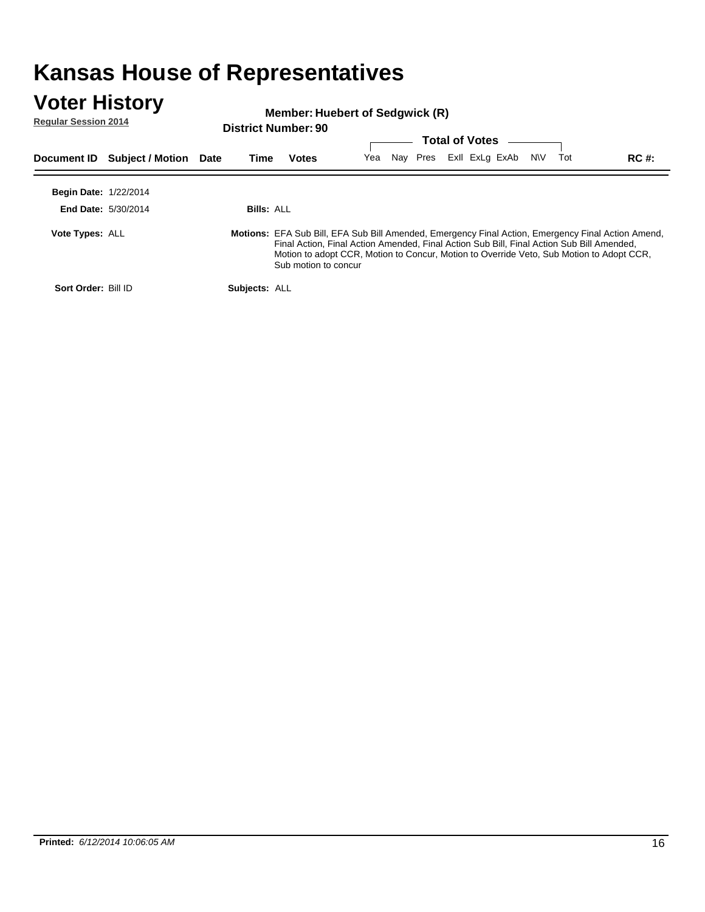# Kansas House of Representatives

## Voter History

**Regular Session 2014**

**Member: Huebert of Sedgwick (R)**

**District Number: 90**

| Document ID | Subject / Motion | Date | Time | Votes | Yea | Nay | Pres | ExII | ExLg | ExAb | N\V | Tot | RC #: |
|---|---|---|---|---|---|---|---|---|---|---|---|---|---|

**Begin Date:** 1/22/2014

**End Date:** 5/30/2014

**Bills:** ALL

**Vote Types:** ALL

**Motions:** EFA Sub Bill, EFA Sub Bill Amended, Emergency Final Action, Emergency Final Action Amend, Final Action, Final Action Amended, Final Action Sub Bill, Final Action Sub Bill Amended, Motion to adopt CCR, Motion to Concur, Motion to Override Veto, Sub Motion to Adopt CCR, Sub motion to concur

**Sort Order:** Bill ID

**Subjects:** ALL

**Printed:** *6/12/2014 10:06:05 AM*